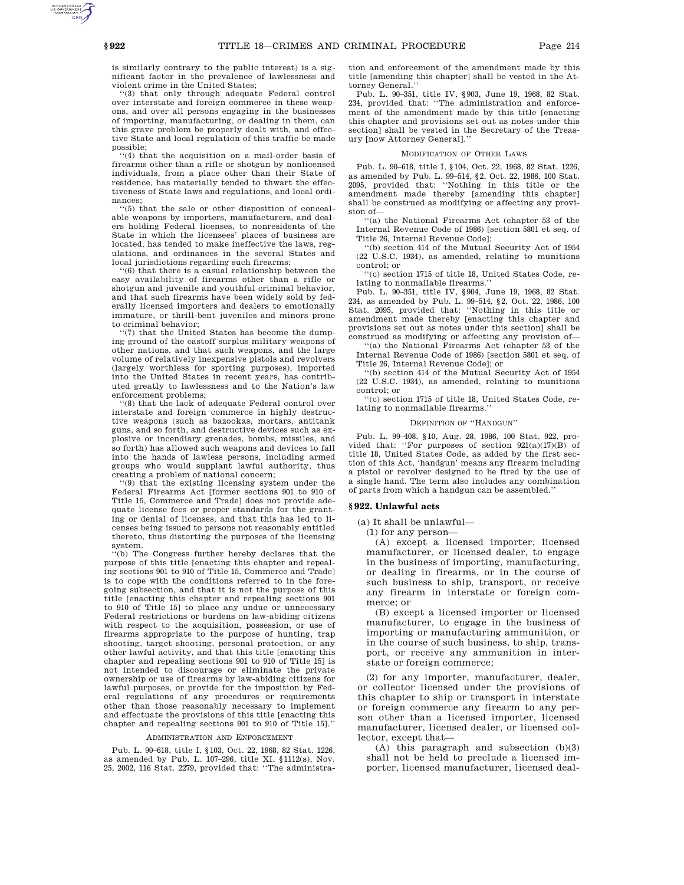is similarly contrary to the public interest) is a significant factor in the prevalence of lawlessness and violent crime in the United States;

"(3) that only through adequate Federal control over interstate and foreign commerce in these weapons, and over all persons engaging in the businesses of importing, manufacturing, or dealing in them, can this grave problem be properly dealt with, and effective State and local regulation of this traffic be made possible;

"(4) that the acquisition on a mail-order basis of firearms other than a rifle or shotgun by nonlicensed individuals, from a place other than their State of residence, has materially tended to thwart the effectiveness of State laws and regulations, and local ordinances;

"(5) that the sale or other disposition of concealable weapons by importers, manufacturers, and dealers holding Federal licenses, to nonresidents of the State in which the licensees' places of business are located, has tended to make ineffective the laws, regulations, and ordinances in the several States and local jurisdictions regarding such firearms;

"(6) that there is a casual relationship between the easy availability of firearms other than a rifle or shotgun and juvenile and youthful criminal behavior, and that such firearms have been widely sold by federally licensed importers and dealers to emotionally immature, or thrill-bent juveniles and minors prone to criminal behavior;

"(7) that the United States has become the dumping ground of the castoff surplus military weapons of other nations, and that such weapons, and the large volume of relatively inexpensive pistols and revolvers (largely worthless for sporting purposes), imported into the United States in recent years, has contributed greatly to lawlessness and to the Nation's law enforcement problems;

"(8) that the lack of adequate Federal control over interstate and foreign commerce in highly destructive weapons (such as bazookas, mortars, antitank guns, and so forth, and destructive devices such as explosive or incendiary grenades, bombs, missiles, and so forth) has allowed such weapons and devices to fall into the hands of lawless persons, including armed groups who would supplant lawful authority, thus creating a problem of national concern;

"(9) that the existing licensing system under the Federal Firearms Act [former sections 901 to 910 of Title 15, Commerce and Trade] does not provide adequate license fees or proper standards for the granting or denial of licenses, and that this has led to licenses being issued to persons not reasonably entitled thereto, thus distorting the purposes of the licensing system.

"(b) The Congress further hereby declares that the purpose of this title [enacting this chapter and repealing sections 901 to 910 of Title 15, Commerce and Trade] is to cope with the conditions referred to in the foregoing subsection, and that it is not the purpose of this title [enacting this chapter and repealing sections 901 to 910 of Title 15] to place any undue or unnecessary Federal restrictions or burdens on law-abiding citizens with respect to the acquisition, possession, or use of firearms appropriate to the purpose of hunting, trap shooting, target shooting, personal protection, or any other lawful activity, and that this title [enacting this chapter and repealing sections 901 to 910 of Title 15] is not intended to discourage or eliminate the private ownership or use of firearms by law-abiding citizens for lawful purposes, or provide for the imposition by Federal regulations of any procedures or requirements other than those reasonably necessary to implement and effectuate the provisions of this title [enacting this chapter and repealing sections 901 to 910 of Title 15]."

ADMINISTRATION AND ENFORCEMENT

Pub. L. 90–618, title I, §103, Oct. 22, 1968, 82 Stat. 1226, as amended by Pub. L. 107–296, title XI, §1112(s), Nov. 25, 2002, 116 Stat. 2279, provided that: "The administration and enforcement of the amendment made by this title [amending this chapter] shall be vested in the Attorney General."

Pub. L. 90–351, title IV, §903, June 19, 1968, 82 Stat. 234, provided that: "The administration and enforcement of the amendment made by this title [enacting this chapter and provisions set out as notes under this section] shall be vested in the Secretary of the Treasury [now Attorney General]."

MODIFICATION OF OTHER LAWS

Pub. L. 90–618, title I, §104, Oct. 22, 1968, 82 Stat. 1226, as amended by Pub. L. 99–514, §2, Oct. 22, 1986, 100 Stat. 2095, provided that: "Nothing in this title or the amendment made thereby [amending this chapter] shall be construed as modifying or affecting any provision of—

"(a) the National Firearms Act (chapter 53 of the Internal Revenue Code of 1986) [section 5801 et seq. of Title 26, Internal Revenue Code];

"(b) section 414 of the Mutual Security Act of 1954 (22 U.S.C. 1934), as amended, relating to munitions control; or

"(c) section 1715 of title 18, United States Code, relating to nonmailable firearms."

Pub. L. 90–351, title IV, §904, June 19, 1968, 82 Stat. 234, as amended by Pub. L. 99–514, §2, Oct. 22, 1986, 100 Stat. 2095, provided that: "Nothing in this title or amendment made thereby [enacting this chapter and provisions set out as notes under this section] shall be construed as modifying or affecting any provision of—

"(a) the National Firearms Act (chapter 53 of the Internal Revenue Code of 1986) [section 5801 et seq. of Title 26, Internal Revenue Code]; or

"(b) section 414 of the Mutual Security Act of 1954 (22 U.S.C. 1934), as amended, relating to munitions control; or

"(c) section 1715 of title 18, United States Code, relating to nonmailable firearms."

DEFINITION OF "HANDGUN"

Pub. L. 99–408, §10, Aug. 28, 1986, 100 Stat. 922, provided that: "For purposes of section 921(a)(17)(B) of title 18, United States Code, as added by the first section of this Act, 'handgun' means any firearm including a pistol or revolver designed to be fired by the use of a single hand. The term also includes any combination of parts from which a handgun can be assembled."

## §922. Unlawful acts

(a) It shall be unlawful—

(1) for any person—

(A) except a licensed importer, licensed manufacturer, or licensed dealer, to engage in the business of importing, manufacturing, or dealing in firearms, or in the course of such business to ship, transport, or receive any firearm in interstate or foreign commerce; or

(B) except a licensed importer or licensed manufacturer, to engage in the business of importing or manufacturing ammunition, or in the course of such business, to ship, transport, or receive any ammunition in interstate or foreign commerce;

(2) for any importer, manufacturer, dealer, or collector licensed under the provisions of this chapter to ship or transport in interstate or foreign commerce any firearm to any person other than a licensed importer, licensed manufacturer, licensed dealer, or licensed collector, except that—

(A) this paragraph and subsection (b)(3) shall not be held to preclude a licensed importer, licensed manufacturer, licensed deal-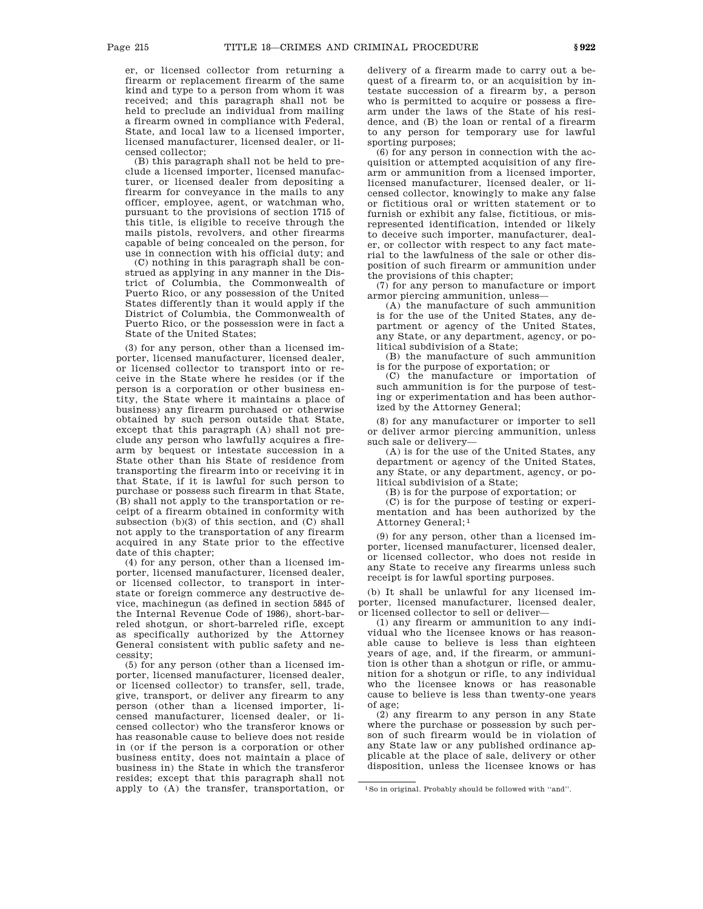er, or licensed collector from returning a firearm or replacement firearm of the same kind and type to a person from whom it was received; and this paragraph shall not be held to preclude an individual from mailing a firearm owned in compliance with Federal, State, and local law to a licensed importer, licensed manufacturer, licensed dealer, or licensed collector;

(B) this paragraph shall not be held to preclude a licensed importer, licensed manufacturer, or licensed dealer from depositing a firearm for conveyance in the mails to any officer, employee, agent, or watchman who, pursuant to the provisions of section 1715 of this title, is eligible to receive through the mails pistols, revolvers, and other firearms capable of being concealed on the person, for use in connection with his official duty; and

(C) nothing in this paragraph shall be construed as applying in any manner in the District of Columbia, the Commonwealth of Puerto Rico, or any possession of the United States differently than it would apply if the District of Columbia, the Commonwealth of Puerto Rico, or the possession were in fact a State of the United States;

(3) for any person, other than a licensed importer, licensed manufacturer, licensed dealer, or licensed collector to transport into or receive in the State where he resides (or if the person is a corporation or other business entity, the State where it maintains a place of business) any firearm purchased or otherwise obtained by such person outside that State, except that this paragraph (A) shall not preclude any person who lawfully acquires a firearm by bequest or intestate succession in a State other than his State of residence from transporting the firearm into or receiving it in that State, if it is lawful for such person to purchase or possess such firearm in that State, (B) shall not apply to the transportation or receipt of a firearm obtained in conformity with subsection (b)(3) of this section, and (C) shall not apply to the transportation of any firearm acquired in any State prior to the effective date of this chapter;

(4) for any person, other than a licensed importer, licensed manufacturer, licensed dealer, or licensed collector, to transport in interstate or foreign commerce any destructive device, machinegun (as defined in section 5845 of the Internal Revenue Code of 1986), short-barreled shotgun, or short-barreled rifle, except as specifically authorized by the Attorney General consistent with public safety and necessity;

(5) for any person (other than a licensed importer, licensed manufacturer, licensed dealer, or licensed collector) to transfer, sell, trade, give, transport, or deliver any firearm to any person (other than a licensed importer, licensed manufacturer, licensed dealer, or licensed collector) who the transferor knows or has reasonable cause to believe does not reside in (or if the person is a corporation or other business entity, does not maintain a place of business in) the State in which the transferor resides; except that this paragraph shall not apply to (A) the transfer, transportation, or delivery of a firearm made to carry out a bequest of a firearm to, or an acquisition by intestate succession of a firearm by, a person who is permitted to acquire or possess a firearm under the laws of the State of his residence, and (B) the loan or rental of a firearm to any person for temporary use for lawful sporting purposes;

(6) for any person in connection with the acquisition or attempted acquisition of any firearm or ammunition from a licensed importer, licensed manufacturer, licensed dealer, or licensed collector, knowingly to make any false or fictitious oral or written statement or to furnish or exhibit any false, fictitious, or misrepresented identification, intended or likely to deceive such importer, manufacturer, dealer, or collector with respect to any fact material to the lawfulness of the sale or other disposition of such firearm or ammunition under the provisions of this chapter;

(7) for any person to manufacture or import armor piercing ammunition, unless—

(A) the manufacture of such ammunition is for the use of the United States, any department or agency of the United States, any State, or any department, agency, or political subdivision of a State;

(B) the manufacture of such ammunition is for the purpose of exportation; or

(C) the manufacture or importation of such ammunition is for the purpose of testing or experimentation and has been authorized by the Attorney General;

(8) for any manufacturer or importer to sell or deliver armor piercing ammunition, unless such sale or delivery—

(A) is for the use of the United States, any department or agency of the United States, any State, or any department, agency, or political subdivision of a State;

(B) is for the purpose of exportation; or

(C) is for the purpose of testing or experimentation and has been authorized by the Attorney General;[1]

(9) for any person, other than a licensed importer, licensed manufacturer, licensed dealer, or licensed collector, who does not reside in any State to receive any firearms unless such receipt is for lawful sporting purposes.

(b) It shall be unlawful for any licensed importer, licensed manufacturer, licensed dealer, or licensed collector to sell or deliver—

(1) any firearm or ammunition to any individual who the licensee knows or has reasonable cause to believe is less than eighteen years of age, and, if the firearm, or ammunition is other than a shotgun or rifle, or ammunition for a shotgun or rifle, to any individual who the licensee knows or has reasonable cause to believe is less than twenty-one years of age;

(2) any firearm to any person in any State where the purchase or possession by such person of such firearm would be in violation of any State law or any published ordinance applicable at the place of sale, delivery or other disposition, unless the licensee knows or has

[1] So in original. Probably should be followed with "and".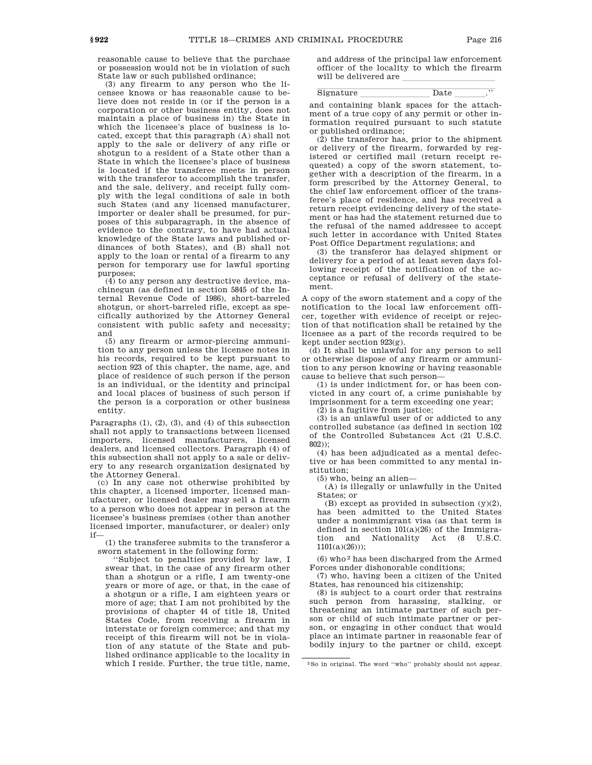reasonable cause to believe that the purchase or possession would not be in violation of such State law or such published ordinance;

(3) any firearm to any person who the licensee knows or has reasonable cause to believe does not reside in (or if the person is a corporation or other business entity, does not maintain a place of business in) the State in which the licensee's place of business is located, except that this paragraph (A) shall not apply to the sale or delivery of any rifle or shotgun to a resident of a State other than a State in which the licensee's place of business is located if the transferee meets in person with the transferor to accomplish the transfer, and the sale, delivery, and receipt fully comply with the legal conditions of sale in both such States (and any licensed manufacturer, importer or dealer shall be presumed, for purposes of this subparagraph, in the absence of evidence to the contrary, to have had actual knowledge of the State laws and published ordinances of both States), and (B) shall not apply to the loan or rental of a firearm to any person for temporary use for lawful sporting purposes;

(4) to any person any destructive device, machinegun (as defined in section 5845 of the Internal Revenue Code of 1986), short-barreled shotgun, or short-barreled rifle, except as specifically authorized by the Attorney General consistent with public safety and necessity; and

(5) any firearm or armor-piercing ammunition to any person unless the licensee notes in his records, required to be kept pursuant to section 923 of this chapter, the name, age, and place of residence of such person if the person is an individual, or the identity and principal and local places of business of such person if the person is a corporation or other business entity.

Paragraphs (1), (2), (3), and (4) of this subsection shall not apply to transactions between licensed importers, licensed manufacturers, licensed dealers, and licensed collectors. Paragraph (4) of this subsection shall not apply to a sale or delivery to any research organization designated by the Attorney General.

(c) In any case not otherwise prohibited by this chapter, a licensed importer, licensed manufacturer, or licensed dealer may sell a firearm to a person who does not appear in person at the licensee's business premises (other than another licensed importer, manufacturer, or dealer) only if—

(1) the transferee submits to the transferor a sworn statement in the following form:

"Subject to penalties provided by law, I swear that, in the case of any firearm other than a shotgun or a rifle, I am twenty-one years or more of age, or that, in the case of a shotgun or a rifle, I am eighteen years or more of age; that I am not prohibited by the provisions of chapter 44 of title 18, United States Code, from receiving a firearm in interstate or foreign commerce; and that my receipt of this firearm will not be in violation of any statute of the State and published ordinance applicable to the locality in which I reside. Further, the true title, name, and address of the principal law enforcement officer of the locality to which the firearm will be delivered are \_\_\_\_\_\_\_\_\_\_\_\_\_\_\_\_

\_\_\_\_\_\_\_\_\_\_\_\_\_\_\_\_\_\_\_\_\_\_\_\_\_\_\_\_

Signature \_\_\_\_\_\_\_\_\_\_ Date \_\_\_\_\_\_."

and containing blank spaces for the attachment of a true copy of any permit or other information required pursuant to such statute or published ordinance;

(2) the transferor has, prior to the shipment or delivery of the firearm, forwarded by registered or certified mail (return receipt requested) a copy of the sworn statement, together with a description of the firearm, in a form prescribed by the Attorney General, to the chief law enforcement officer of the transferee's place of residence, and has received a return receipt evidencing delivery of the statement or has had the statement returned due to the refusal of the named addressee to accept such letter in accordance with United States Post Office Department regulations; and

(3) the transferor has delayed shipment or delivery for a period of at least seven days following receipt of the notification of the acceptance or refusal of delivery of the statement.

A copy of the sworn statement and a copy of the notification to the local law enforcement officer, together with evidence of receipt or rejection of that notification shall be retained by the licensee as a part of the records required to be kept under section 923(g).

(d) It shall be unlawful for any person to sell or otherwise dispose of any firearm or ammunition to any person knowing or having reasonable cause to believe that such person—

(1) is under indictment for, or has been convicted in any court of, a crime punishable by imprisonment for a term exceeding one year;

(2) is a fugitive from justice;

(3) is an unlawful user of or addicted to any controlled substance (as defined in section 102 of the Controlled Substances Act (21 U.S.C. 802));

(4) has been adjudicated as a mental defective or has been committed to any mental institution;

(5) who, being an alien—

(A) is illegally or unlawfully in the United States; or

(B) except as provided in subsection (y)(2), has been admitted to the United States under a nonimmigrant visa (as that term is defined in section 101(a)(26) of the Immigration and Nationality Act (8 U.S.C. 1101(a)(26)));

(6) who[2] has been discharged from the Armed Forces under dishonorable conditions;

(7) who, having been a citizen of the United States, has renounced his citizenship;

(8) is subject to a court order that restrains such person from harassing, stalking, or threatening an intimate partner of such person or child of such intimate partner or person, or engaging in other conduct that would place an intimate partner in reasonable fear of bodily injury to the partner or child, except

[2] So in original. The word "who" probably should not appear.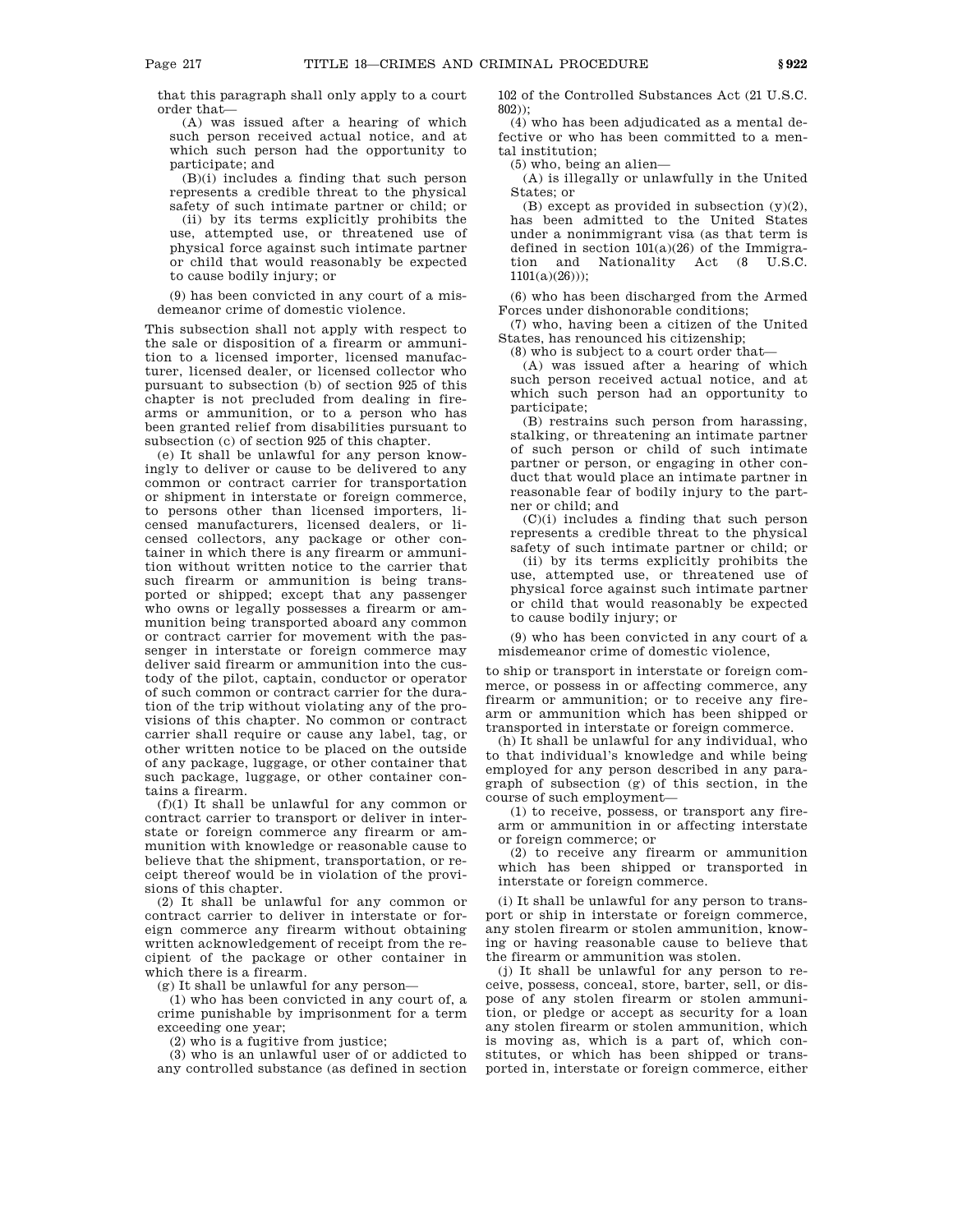that this paragraph shall only apply to a court order that—

(A) was issued after a hearing of which such person received actual notice, and at which such person had the opportunity to participate; and

(B)(i) includes a finding that such person represents a credible threat to the physical safety of such intimate partner or child; or

(ii) by its terms explicitly prohibits the use, attempted use, or threatened use of physical force against such intimate partner or child that would reasonably be expected to cause bodily injury; or

(9) has been convicted in any court of a misdemeanor crime of domestic violence.

This subsection shall not apply with respect to the sale or disposition of a firearm or ammunition to a licensed importer, licensed manufacturer, licensed dealer, or licensed collector who pursuant to subsection (b) of section 925 of this chapter is not precluded from dealing in firearms or ammunition, or to a person who has been granted relief from disabilities pursuant to subsection (c) of section 925 of this chapter.

(e) It shall be unlawful for any person knowingly to deliver or cause to be delivered to any common or contract carrier for transportation or shipment in interstate or foreign commerce, to persons other than licensed importers, licensed manufacturers, licensed dealers, or licensed collectors, any package or other container in which there is any firearm or ammunition without written notice to the carrier that such firearm or ammunition is being transported or shipped; except that any passenger who owns or legally possesses a firearm or ammunition being transported aboard any common or contract carrier for movement with the passenger in interstate or foreign commerce may deliver said firearm or ammunition into the custody of the pilot, captain, conductor or operator of such common or contract carrier for the duration of the trip without violating any of the provisions of this chapter. No common or contract carrier shall require or cause any label, tag, or other written notice to be placed on the outside of any package, luggage, or other container that such package, luggage, or other container contains a firearm.

(f)(1) It shall be unlawful for any common or contract carrier to transport or deliver in interstate or foreign commerce any firearm or ammunition with knowledge or reasonable cause to believe that the shipment, transportation, or receipt thereof would be in violation of the provisions of this chapter.

(2) It shall be unlawful for any common or contract carrier to deliver in interstate or foreign commerce any firearm without obtaining written acknowledgement of receipt from the recipient of the package or other container in which there is a firearm.

(g) It shall be unlawful for any person—

(1) who has been convicted in any court of, a crime punishable by imprisonment for a term exceeding one year;

(2) who is a fugitive from justice;

(3) who is an unlawful user of or addicted to any controlled substance (as defined in section 102 of the Controlled Substances Act (21 U.S.C. 802));

(4) who has been adjudicated as a mental defective or who has been committed to a mental institution;

(5) who, being an alien—

(A) is illegally or unlawfully in the United States; or

(B) except as provided in subsection (y)(2), has been admitted to the United States under a nonimmigrant visa (as that term is defined in section 101(a)(26) of the Immigration and Nationality Act (8 U.S.C. 1101(a)(26)));

(6) who has been discharged from the Armed Forces under dishonorable conditions;

(7) who, having been a citizen of the United States, has renounced his citizenship;

(8) who is subject to a court order that—

(A) was issued after a hearing of which such person received actual notice, and at which such person had an opportunity to participate;

(B) restrains such person from harassing, stalking, or threatening an intimate partner of such person or child of such intimate partner or person, or engaging in other conduct that would place an intimate partner in reasonable fear of bodily injury to the partner or child; and

(C)(i) includes a finding that such person represents a credible threat to the physical safety of such intimate partner or child; or

(ii) by its terms explicitly prohibits the use, attempted use, or threatened use of physical force against such intimate partner or child that would reasonably be expected to cause bodily injury; or

(9) who has been convicted in any court of a misdemeanor crime of domestic violence,

to ship or transport in interstate or foreign commerce, or possess in or affecting commerce, any firearm or ammunition; or to receive any firearm or ammunition which has been shipped or transported in interstate or foreign commerce.

(h) It shall be unlawful for any individual, who to that individual's knowledge and while being employed for any person described in any paragraph of subsection (g) of this section, in the course of such employment—

(1) to receive, possess, or transport any firearm or ammunition in or affecting interstate or foreign commerce; or

(2) to receive any firearm or ammunition which has been shipped or transported in interstate or foreign commerce.

(i) It shall be unlawful for any person to transport or ship in interstate or foreign commerce, any stolen firearm or stolen ammunition, knowing or having reasonable cause to believe that the firearm or ammunition was stolen.

(j) It shall be unlawful for any person to receive, possess, conceal, store, barter, sell, or dispose of any stolen firearm or stolen ammunition, or pledge or accept as security for a loan any stolen firearm or stolen ammunition, which is moving as, which is a part of, which constitutes, or which has been shipped or transported in, interstate or foreign commerce, either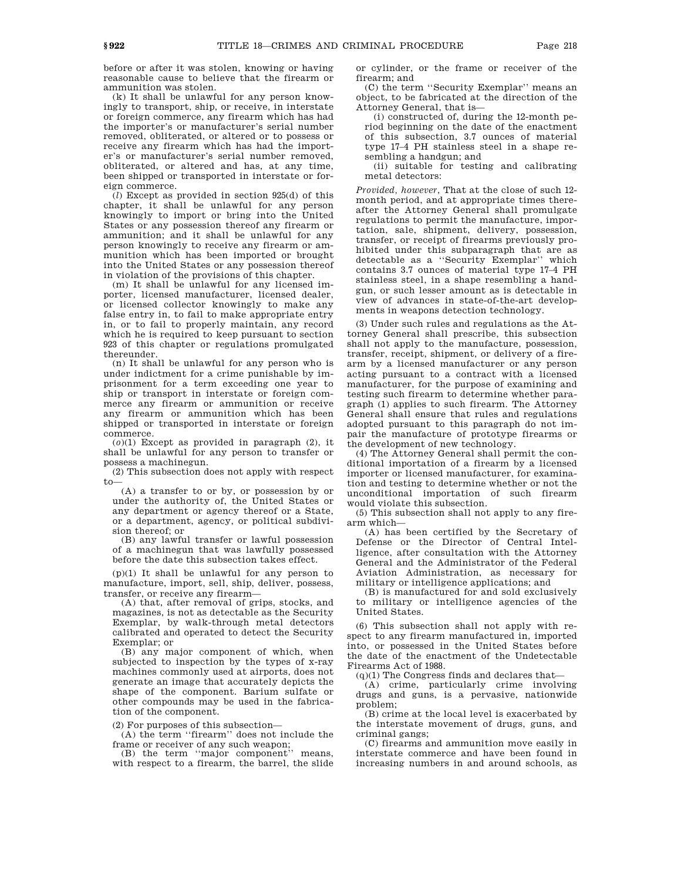before or after it was stolen, knowing or having reasonable cause to believe that the firearm or ammunition was stolen.

(k) It shall be unlawful for any person knowingly to transport, ship, or receive, in interstate or foreign commerce, any firearm which has had the importer's or manufacturer's serial number removed, obliterated, or altered or to possess or receive any firearm which has had the importer's or manufacturer's serial number removed, obliterated, or altered and has, at any time, been shipped or transported in interstate or foreign commerce.

(*l*) Except as provided in section 925(d) of this chapter, it shall be unlawful for any person knowingly to import or bring into the United States or any possession thereof any firearm or ammunition; and it shall be unlawful for any person knowingly to receive any firearm or ammunition which has been imported or brought into the United States or any possession thereof in violation of the provisions of this chapter.

(m) It shall be unlawful for any licensed importer, licensed manufacturer, licensed dealer, or licensed collector knowingly to make any false entry in, to fail to make appropriate entry in, or to fail to properly maintain, any record which he is required to keep pursuant to section 923 of this chapter or regulations promulgated thereunder.

(n) It shall be unlawful for any person who is under indictment for a crime punishable by imprisonment for a term exceeding one year to ship or transport in interstate or foreign commerce any firearm or ammunition or receive any firearm or ammunition which has been shipped or transported in interstate or foreign commerce.

(*o*)(1) Except as provided in paragraph (2), it shall be unlawful for any person to transfer or possess a machinegun.

(2) This subsection does not apply with respect to—

(A) a transfer to or by, or possession by or under the authority of, the United States or any department or agency thereof or a State, or a department, agency, or political subdivision thereof; or

(B) any lawful transfer or lawful possession of a machinegun that was lawfully possessed before the date this subsection takes effect.

(p)(1) It shall be unlawful for any person to manufacture, import, sell, ship, deliver, possess, transfer, or receive any firearm—

(A) that, after removal of grips, stocks, and magazines, is not as detectable as the Security Exemplar, by walk-through metal detectors calibrated and operated to detect the Security Exemplar; or

(B) any major component of which, when subjected to inspection by the types of x-ray machines commonly used at airports, does not generate an image that accurately depicts the shape of the component. Barium sulfate or other compounds may be used in the fabrication of the component.

(2) For purposes of this subsection—

(A) the term "firearm" does not include the frame or receiver of any such weapon;

(B) the term "major component" means, with respect to a firearm, the barrel, the slide or cylinder, or the frame or receiver of the firearm; and

(C) the term "Security Exemplar" means an object, to be fabricated at the direction of the Attorney General, that is—

(i) constructed of, during the 12-month period beginning on the date of the enactment of this subsection, 3.7 ounces of material type 17–4 PH stainless steel in a shape resembling a handgun; and

(ii) suitable for testing and calibrating metal detectors:

*Provided, however*, That at the close of such 12-month period, and at appropriate times thereafter the Attorney General shall promulgate regulations to permit the manufacture, importation, sale, shipment, delivery, possession, transfer, or receipt of firearms previously prohibited under this subparagraph that are as detectable as a "Security Exemplar" which contains 3.7 ounces of material type 17–4 PH stainless steel, in a shape resembling a handgun, or such lesser amount as is detectable in view of advances in state-of-the-art developments in weapons detection technology.

(3) Under such rules and regulations as the Attorney General shall prescribe, this subsection shall not apply to the manufacture, possession, transfer, receipt, shipment, or delivery of a firearm by a licensed manufacturer or any person acting pursuant to a contract with a licensed manufacturer, for the purpose of examining and testing such firearm to determine whether paragraph (1) applies to such firearm. The Attorney General shall ensure that rules and regulations adopted pursuant to this paragraph do not impair the manufacture of prototype firearms or the development of new technology.

(4) The Attorney General shall permit the conditional importation of a firearm by a licensed importer or licensed manufacturer, for examination and testing to determine whether or not the unconditional importation of such firearm would violate this subsection.

(5) This subsection shall not apply to any firearm which—

(A) has been certified by the Secretary of Defense or the Director of Central Intelligence, after consultation with the Attorney General and the Administrator of the Federal Aviation Administration, as necessary for military or intelligence applications; and

(B) is manufactured for and sold exclusively to military or intelligence agencies of the United States.

(6) This subsection shall not apply with respect to any firearm manufactured in, imported into, or possessed in the United States before the date of the enactment of the Undetectable Firearms Act of 1988.

(q)(1) The Congress finds and declares that—

(A) crime, particularly crime involving drugs and guns, is a pervasive, nationwide problem;

(B) crime at the local level is exacerbated by the interstate movement of drugs, guns, and criminal gangs;

(C) firearms and ammunition move easily in interstate commerce and have been found in increasing numbers in and around schools, as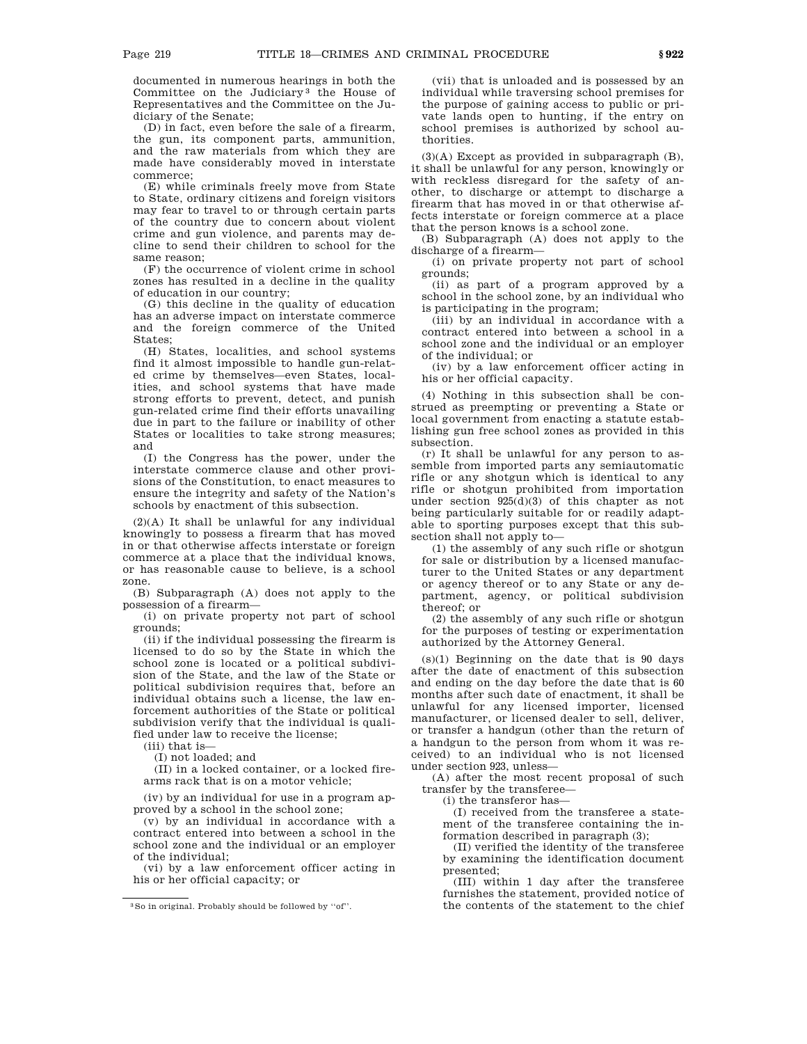documented in numerous hearings in both the Committee on the Judiciary[3] the House of Representatives and the Committee on the Judiciary of the Senate;

(D) in fact, even before the sale of a firearm, the gun, its component parts, ammunition, and the raw materials from which they are made have considerably moved in interstate commerce;

(E) while criminals freely move from State to State, ordinary citizens and foreign visitors may fear to travel to or through certain parts of the country due to concern about violent crime and gun violence, and parents may decline to send their children to school for the same reason;

(F) the occurrence of violent crime in school zones has resulted in a decline in the quality of education in our country;

(G) this decline in the quality of education has an adverse impact on interstate commerce and the foreign commerce of the United States;

(H) States, localities, and school systems find it almost impossible to handle gun-related crime by themselves—even States, localities, and school systems that have made strong efforts to prevent, detect, and punish gun-related crime find their efforts unavailing due in part to the failure or inability of other States or localities to take strong measures; and

(I) the Congress has the power, under the interstate commerce clause and other provisions of the Constitution, to enact measures to ensure the integrity and safety of the Nation's schools by enactment of this subsection.

(2)(A) It shall be unlawful for any individual knowingly to possess a firearm that has moved in or that otherwise affects interstate or foreign commerce at a place that the individual knows, or has reasonable cause to believe, is a school zone.

(B) Subparagraph (A) does not apply to the possession of a firearm—

(i) on private property not part of school grounds;

(ii) if the individual possessing the firearm is licensed to do so by the State in which the school zone is located or a political subdivision of the State, and the law of the State or political subdivision requires that, before an individual obtains such a license, the law enforcement authorities of the State or political subdivision verify that the individual is qualified under law to receive the license;

(iii) that is—

(I) not loaded; and

(II) in a locked container, or a locked firearms rack that is on a motor vehicle;

(iv) by an individual for use in a program approved by a school in the school zone;

(v) by an individual in accordance with a contract entered into between a school in the school zone and the individual or an employer of the individual;

(vi) by a law enforcement officer acting in his or her official capacity; or

(vii) that is unloaded and is possessed by an individual while traversing school premises for the purpose of gaining access to public or private lands open to hunting, if the entry on school premises is authorized by school authorities.

(3)(A) Except as provided in subparagraph (B), it shall be unlawful for any person, knowingly or with reckless disregard for the safety of another, to discharge or attempt to discharge a firearm that has moved in or that otherwise affects interstate or foreign commerce at a place that the person knows is a school zone.

(B) Subparagraph (A) does not apply to the discharge of a firearm—

(i) on private property not part of school grounds;

(ii) as part of a program approved by a school in the school zone, by an individual who is participating in the program;

(iii) by an individual in accordance with a contract entered into between a school in a school zone and the individual or an employer of the individual; or

(iv) by a law enforcement officer acting in his or her official capacity.

(4) Nothing in this subsection shall be construed as preempting or preventing a State or local government from enacting a statute establishing gun free school zones as provided in this subsection.

(r) It shall be unlawful for any person to assemble from imported parts any semiautomatic rifle or any shotgun which is identical to any rifle or shotgun prohibited from importation under section 925(d)(3) of this chapter as not being particularly suitable for or readily adaptable to sporting purposes except that this subsection shall not apply to—

(1) the assembly of any such rifle or shotgun for sale or distribution by a licensed manufacturer to the United States or any department or agency thereof or to any State or any department, agency, or political subdivision thereof; or

(2) the assembly of any such rifle or shotgun for the purposes of testing or experimentation authorized by the Attorney General.

(s)(1) Beginning on the date that is 90 days after the date of enactment of this subsection and ending on the day before the date that is 60 months after such date of enactment, it shall be unlawful for any licensed importer, licensed manufacturer, or licensed dealer to sell, deliver, or transfer a handgun (other than the return of a handgun to the person from whom it was received) to an individual who is not licensed under section 923, unless—

(A) after the most recent proposal of such transfer by the transferee—

(i) the transferor has—

(I) received from the transferee a statement of the transferee containing the information described in paragraph (3);

(II) verified the identity of the transferee by examining the identification document presented;

(III) within 1 day after the transferee furnishes the statement, provided notice of the contents of the statement to the chief

[3] So in original. Probably should be followed by "of".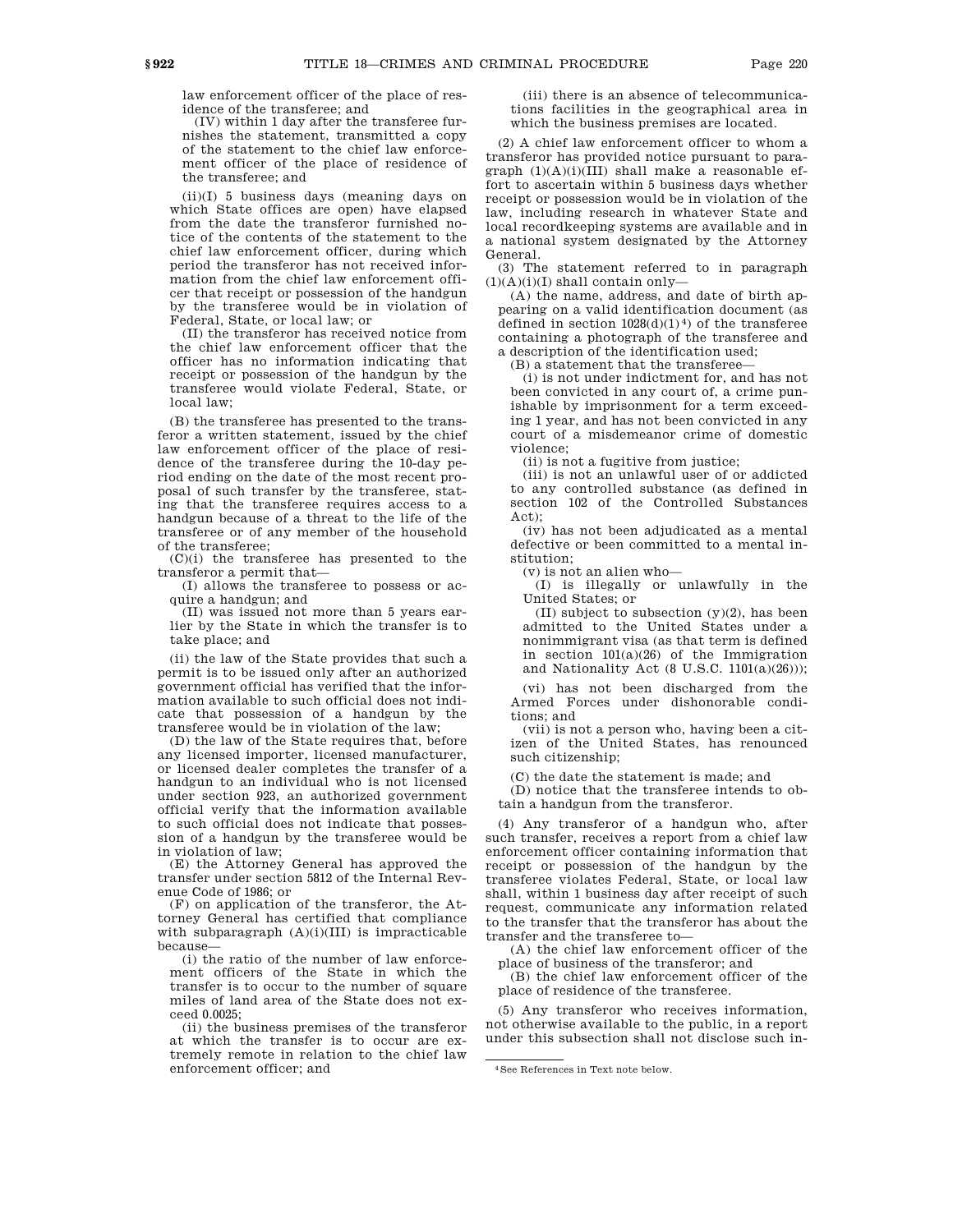law enforcement officer of the place of residence of the transferee; and

(IV) within 1 day after the transferee furnishes the statement, transmitted a copy of the statement to the chief law enforcement officer of the place of residence of the transferee; and

(ii)(I) 5 business days (meaning days on which State offices are open) have elapsed from the date the transferor furnished notice of the contents of the statement to the chief law enforcement officer, during which period the transferor has not received information from the chief law enforcement officer that receipt or possession of the handgun by the transferee would be in violation of Federal, State, or local law; or

(II) the transferor has received notice from the chief law enforcement officer that the officer has no information indicating that receipt or possession of the handgun by the transferee would violate Federal, State, or local law;

(B) the transferee has presented to the transferor a written statement, issued by the chief law enforcement officer of the place of residence of the transferee during the 10-day period ending on the date of the most recent proposal of such transfer by the transferee, stating that the transferee requires access to a handgun because of a threat to the life of the transferee or of any member of the household of the transferee;

(C)(i) the transferee has presented to the transferor a permit that—

(I) allows the transferee to possess or acquire a handgun; and

(II) was issued not more than 5 years earlier by the State in which the transfer is to take place; and

(ii) the law of the State provides that such a permit is to be issued only after an authorized government official has verified that the information available to such official does not indicate that possession of a handgun by the transferee would be in violation of the law;

(D) the law of the State requires that, before any licensed importer, licensed manufacturer, or licensed dealer completes the transfer of a handgun to an individual who is not licensed under section 923, an authorized government official verify that the information available to such official does not indicate that possession of a handgun by the transferee would be in violation of law;

(E) the Attorney General has approved the transfer under section 5812 of the Internal Revenue Code of 1986; or

(F) on application of the transferor, the Attorney General has certified that compliance with subparagraph (A)(i)(III) is impracticable because—

(i) the ratio of the number of law enforcement officers of the State in which the transfer is to occur to the number of square miles of land area of the State does not exceed 0.0025;

(ii) the business premises of the transferor at which the transfer is to occur are extremely remote in relation to the chief law enforcement officer; and

(iii) there is an absence of telecommunications facilities in the geographical area in which the business premises are located.

(2) A chief law enforcement officer to whom a transferor has provided notice pursuant to paragraph (1)(A)(i)(III) shall make a reasonable effort to ascertain within 5 business days whether receipt or possession would be in violation of the law, including research in whatever State and local recordkeeping systems are available and in a national system designated by the Attorney General.

(3) The statement referred to in paragraph (1)(A)(i)(I) shall contain only—

(A) the name, address, and date of birth appearing on a valid identification document (as defined in section 1028(d)(1)[4]) of the transferee containing a photograph of the transferee and a description of the identification used;

(B) a statement that the transferee—

(i) is not under indictment for, and has not been convicted in any court of, a crime punishable by imprisonment for a term exceeding 1 year, and has not been convicted in any court of a misdemeanor crime of domestic violence;

(ii) is not a fugitive from justice;

(iii) is not an unlawful user of or addicted to any controlled substance (as defined in section 102 of the Controlled Substances Act);

(iv) has not been adjudicated as a mental defective or been committed to a mental institution;

(v) is not an alien who—

(I) is illegally or unlawfully in the United States; or

(II) subject to subsection (y)(2), has been admitted to the United States under a nonimmigrant visa (as that term is defined in section 101(a)(26) of the Immigration and Nationality Act (8 U.S.C. 1101(a)(26)));

(vi) has not been discharged from the Armed Forces under dishonorable conditions; and

(vii) is not a person who, having been a citizen of the United States, has renounced such citizenship;

(C) the date the statement is made; and

(D) notice that the transferee intends to obtain a handgun from the transferor.

(4) Any transferor of a handgun who, after such transfer, receives a report from a chief law enforcement officer containing information that receipt or possession of the handgun by the transferee violates Federal, State, or local law shall, within 1 business day after receipt of such request, communicate any information related to the transfer that the transferor has about the transfer and the transferee to—

(A) the chief law enforcement officer of the place of business of the transferor; and

(B) the chief law enforcement officer of the place of residence of the transferee.

(5) Any transferor who receives information, not otherwise available to the public, in a report under this subsection shall not disclose such in-

[4] See References in Text note below.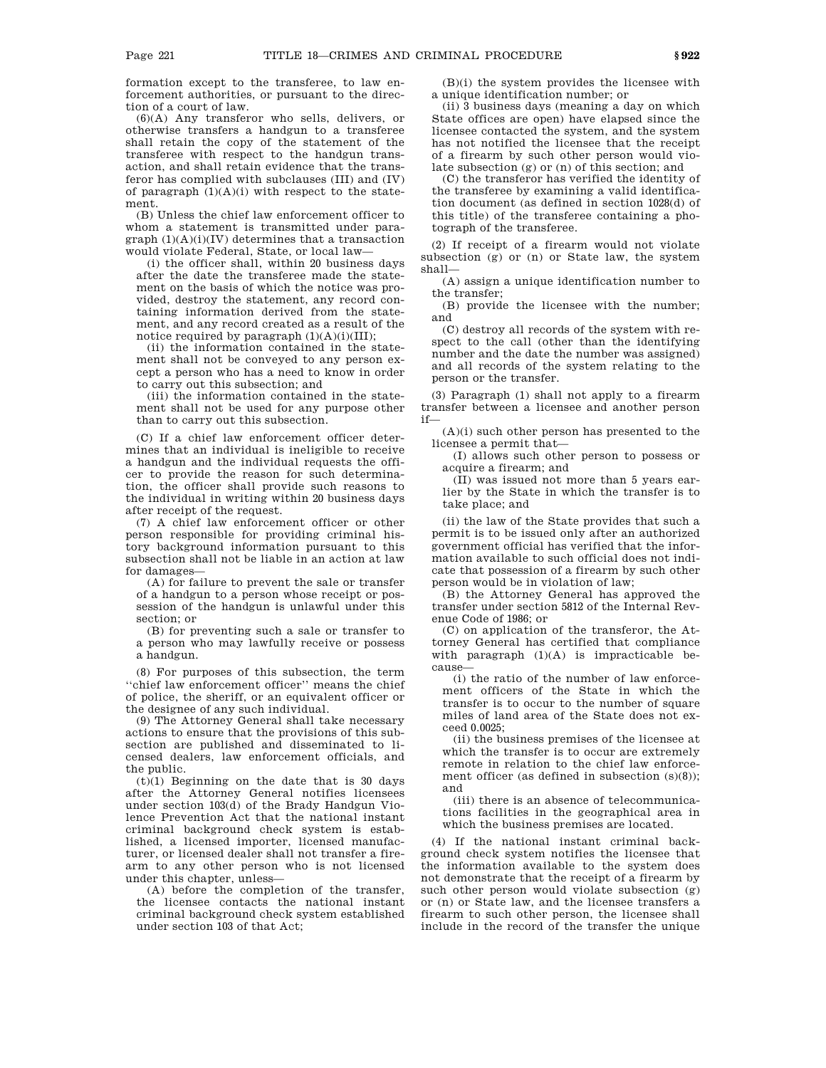formation except to the transferee, to law enforcement authorities, or pursuant to the direction of a court of law.

(6)(A) Any transferor who sells, delivers, or otherwise transfers a handgun to a transferee shall retain the copy of the statement of the transferee with respect to the handgun transaction, and shall retain evidence that the transferor has complied with subclauses (III) and (IV) of paragraph (1)(A)(i) with respect to the statement.

(B) Unless the chief law enforcement officer to whom a statement is transmitted under paragraph (1)(A)(i)(IV) determines that a transaction would violate Federal, State, or local law—

(i) the officer shall, within 20 business days after the date the transferee made the statement on the basis of which the notice was provided, destroy the statement, any record containing information derived from the statement, and any record created as a result of the notice required by paragraph (1)(A)(i)(III);

(ii) the information contained in the statement shall not be conveyed to any person except a person who has a need to know in order to carry out this subsection; and

(iii) the information contained in the statement shall not be used for any purpose other than to carry out this subsection.

(C) If a chief law enforcement officer determines that an individual is ineligible to receive a handgun and the individual requests the officer to provide the reason for such determination, the officer shall provide such reasons to the individual in writing within 20 business days after receipt of the request.

(7) A chief law enforcement officer or other person responsible for providing criminal history background information pursuant to this subsection shall not be liable in an action at law for damages—

(A) for failure to prevent the sale or transfer of a handgun to a person whose receipt or possession of the handgun is unlawful under this section; or

(B) for preventing such a sale or transfer to a person who may lawfully receive or possess a handgun.

(8) For purposes of this subsection, the term ''chief law enforcement officer'' means the chief of police, the sheriff, or an equivalent officer or the designee of any such individual.

(9) The Attorney General shall take necessary actions to ensure that the provisions of this subsection are published and disseminated to licensed dealers, law enforcement officials, and the public.

(t)(1) Beginning on the date that is 30 days after the Attorney General notifies licensees under section 103(d) of the Brady Handgun Violence Prevention Act that the national instant criminal background check system is established, a licensed importer, licensed manufacturer, or licensed dealer shall not transfer a firearm to any other person who is not licensed under this chapter, unless—

(A) before the completion of the transfer, the licensee contacts the national instant criminal background check system established under section 103 of that Act;

(B)(i) the system provides the licensee with a unique identification number; or

(ii) 3 business days (meaning a day on which State offices are open) have elapsed since the licensee contacted the system, and the system has not notified the licensee that the receipt of a firearm by such other person would violate subsection (g) or (n) of this section; and

(C) the transferor has verified the identity of the transferee by examining a valid identification document (as defined in section 1028(d) of this title) of the transferee containing a photograph of the transferee.

(2) If receipt of a firearm would not violate subsection (g) or (n) or State law, the system shall—

(A) assign a unique identification number to the transfer;

(B) provide the licensee with the number; and

(C) destroy all records of the system with respect to the call (other than the identifying number and the date the number was assigned) and all records of the system relating to the person or the transfer.

(3) Paragraph (1) shall not apply to a firearm transfer between a licensee and another person if—

(A)(i) such other person has presented to the licensee a permit that—

(I) allows such other person to possess or acquire a firearm; and

(II) was issued not more than 5 years earlier by the State in which the transfer is to take place; and

(ii) the law of the State provides that such a permit is to be issued only after an authorized government official has verified that the information available to such official does not indicate that possession of a firearm by such other person would be in violation of law;

(B) the Attorney General has approved the transfer under section 5812 of the Internal Revenue Code of 1986; or

(C) on application of the transferor, the Attorney General has certified that compliance with paragraph (1)(A) is impracticable because—

(i) the ratio of the number of law enforcement officers of the State in which the transfer is to occur to the number of square miles of land area of the State does not exceed 0.0025;

(ii) the business premises of the licensee at which the transfer is to occur are extremely remote in relation to the chief law enforcement officer (as defined in subsection (s)(8)); and

(iii) there is an absence of telecommunications facilities in the geographical area in which the business premises are located.

(4) If the national instant criminal background check system notifies the licensee that the information available to the system does not demonstrate that the receipt of a firearm by such other person would violate subsection (g) or (n) or State law, and the licensee transfers a firearm to such other person, the licensee shall include in the record of the transfer the unique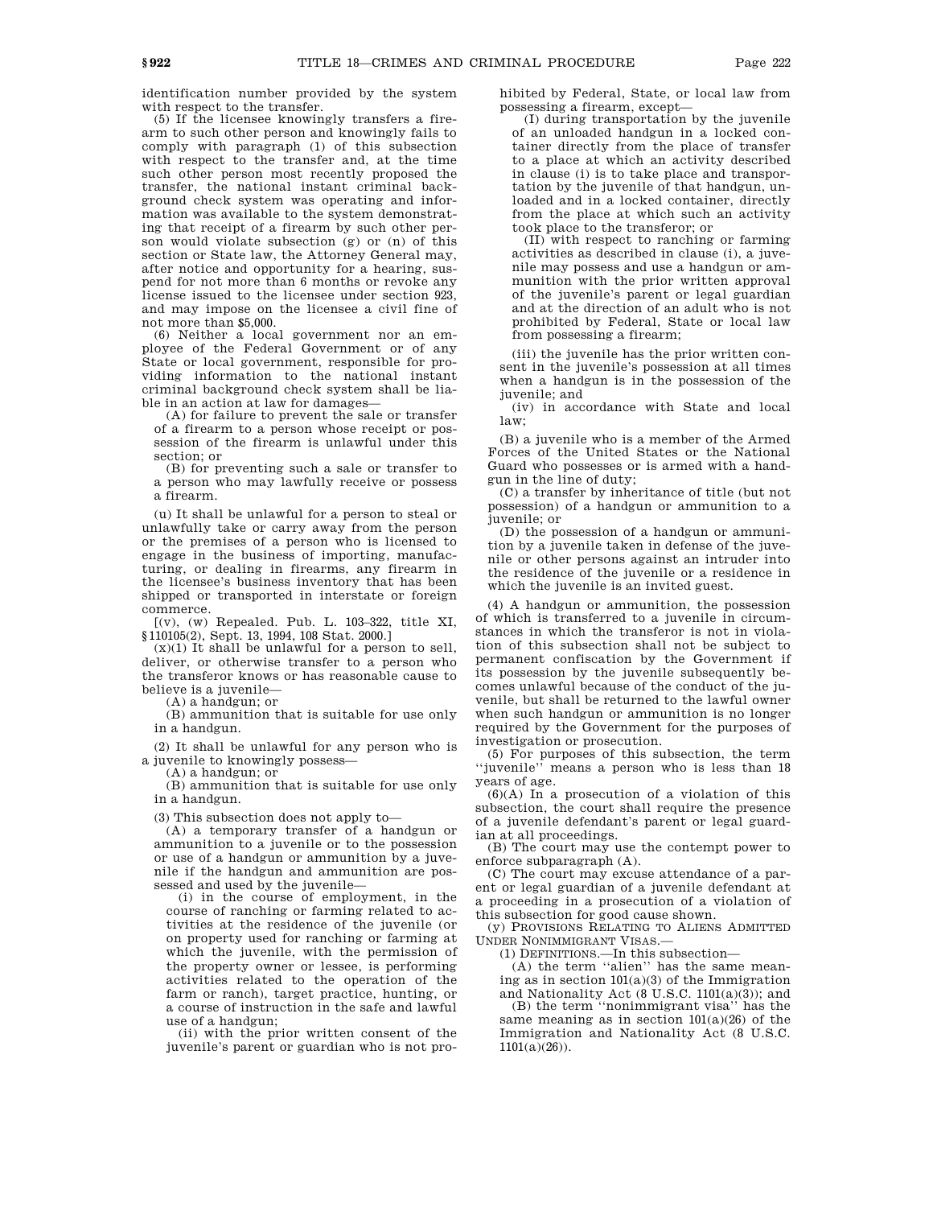identification number provided by the system with respect to the transfer.

(5) If the licensee knowingly transfers a firearm to such other person and knowingly fails to comply with paragraph (1) of this subsection with respect to the transfer and, at the time such other person most recently proposed the transfer, the national instant criminal background check system was operating and information was available to the system demonstrating that receipt of a firearm by such other person would violate subsection (g) or (n) of this section or State law, the Attorney General may, after notice and opportunity for a hearing, suspend for not more than 6 months or revoke any license issued to the licensee under section 923, and may impose on the licensee a civil fine of not more than $5,000.

(6) Neither a local government nor an employee of the Federal Government or of any State or local government, responsible for providing information to the national instant criminal background check system shall be liable in an action at law for damages—

(A) for failure to prevent the sale or transfer of a firearm to a person whose receipt or possession of the firearm is unlawful under this section; or

(B) for preventing such a sale or transfer to a person who may lawfully receive or possess a firearm.

(u) It shall be unlawful for a person to steal or unlawfully take or carry away from the person or the premises of a person who is licensed to engage in the business of importing, manufacturing, or dealing in firearms, any firearm in the licensee's business inventory that has been shipped or transported in interstate or foreign commerce.

[(v), (w) Repealed. Pub. L. 103–322, title XI, §110105(2), Sept. 13, 1994, 108 Stat. 2000.]

(x)(1) It shall be unlawful for a person to sell, deliver, or otherwise transfer to a person who the transferor knows or has reasonable cause to believe is a juvenile—

(A) a handgun; or

(B) ammunition that is suitable for use only in a handgun.

(2) It shall be unlawful for any person who is a juvenile to knowingly possess—

(A) a handgun; or

(B) ammunition that is suitable for use only in a handgun.

(3) This subsection does not apply to—

(A) a temporary transfer of a handgun or ammunition to a juvenile or to the possession or use of a handgun or ammunition by a juvenile if the handgun and ammunition are possessed and used by the juvenile—

(i) in the course of employment, in the course of ranching or farming related to activities at the residence of the juvenile (or on property used for ranching or farming at which the juvenile, with the permission of the property owner or lessee, is performing activities related to the operation of the farm or ranch), target practice, hunting, or a course of instruction in the safe and lawful use of a handgun;

(ii) with the prior written consent of the juvenile's parent or guardian who is not prohibited by Federal, State, or local law from possessing a firearm, except—

(I) during transportation by the juvenile of an unloaded handgun in a locked container directly from the place of transfer to a place at which an activity described in clause (i) is to take place and transportation by the juvenile of that handgun, unloaded and in a locked container, directly from the place at which such an activity took place to the transferor; or

(II) with respect to ranching or farming activities as described in clause (i), a juvenile may possess and use a handgun or ammunition with the prior written approval of the juvenile's parent or legal guardian and at the direction of an adult who is not prohibited by Federal, State or local law from possessing a firearm;

(iii) the juvenile has the prior written consent in the juvenile's possession at all times when a handgun is in the possession of the juvenile; and

(iv) in accordance with State and local law;

(B) a juvenile who is a member of the Armed Forces of the United States or the National Guard who possesses or is armed with a handgun in the line of duty;

(C) a transfer by inheritance of title (but not possession) of a handgun or ammunition to a juvenile; or

(D) the possession of a handgun or ammunition by a juvenile taken in defense of the juvenile or other persons against an intruder into the residence of the juvenile or a residence in which the juvenile is an invited guest.

(4) A handgun or ammunition, the possession of which is transferred to a juvenile in circumstances in which the transferor is not in violation of this subsection shall not be subject to permanent confiscation by the Government if its possession by the juvenile subsequently becomes unlawful because of the conduct of the juvenile, but shall be returned to the lawful owner when such handgun or ammunition is no longer required by the Government for the purposes of investigation or prosecution.

(5) For purposes of this subsection, the term "juvenile" means a person who is less than 18 years of age.

(6)(A) In a prosecution of a violation of this subsection, the court shall require the presence of a juvenile defendant's parent or legal guardian at all proceedings.

(B) The court may use the contempt power to enforce subparagraph (A).

(C) The court may excuse attendance of a parent or legal guardian of a juvenile defendant at a proceeding in a prosecution of a violation of this subsection for good cause shown.

(y) PROVISIONS RELATING TO ALIENS ADMITTED UNDER NONIMMIGRANT VISAS.—

(1) DEFINITIONS.—In this subsection—

(A) the term "alien" has the same meaning as in section 101(a)(3) of the Immigration and Nationality Act (8 U.S.C. 1101(a)(3)); and

(B) the term "nonimmigrant visa" has the same meaning as in section 101(a)(26) of the Immigration and Nationality Act (8 U.S.C. 1101(a)(26)).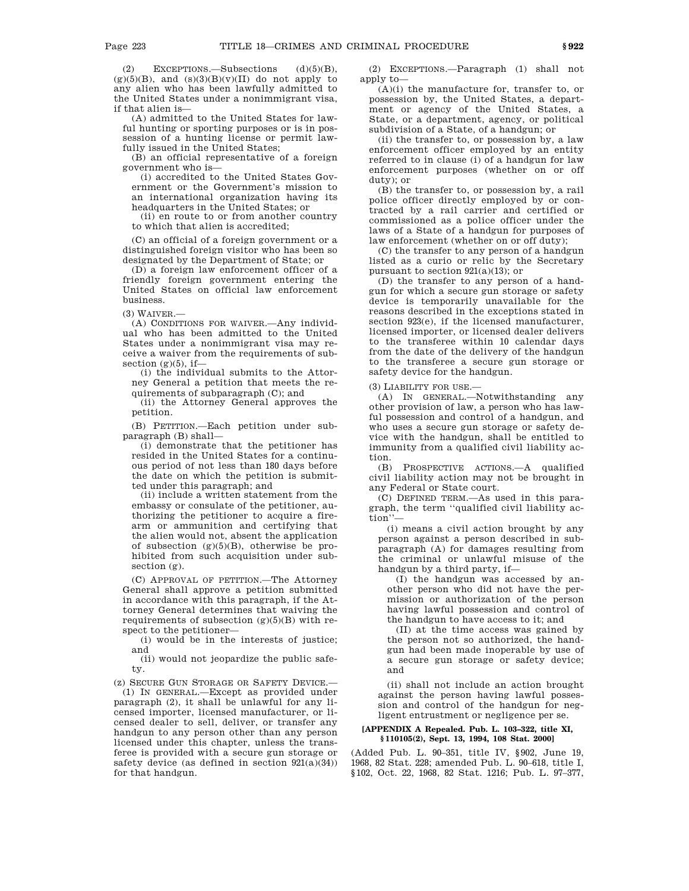(2) EXCEPTIONS.—Subsections (d)(5)(B), (g)(5)(B), and (s)(3)(B)(v)(II) do not apply to any alien who has been lawfully admitted to the United States under a nonimmigrant visa, if that alien is—

(A) admitted to the United States for lawful hunting or sporting purposes or is in possession of a hunting license or permit lawfully issued in the United States;

(B) an official representative of a foreign government who is—

(i) accredited to the United States Government or the Government's mission to an international organization having its headquarters in the United States; or

(ii) en route to or from another country to which that alien is accredited;

(C) an official of a foreign government or a distinguished foreign visitor who has been so designated by the Department of State; or

(D) a foreign law enforcement officer of a friendly foreign government entering the United States on official law enforcement business.

(3) WAIVER.—

(A) CONDITIONS FOR WAIVER.—Any individual who has been admitted to the United States under a nonimmigrant visa may receive a waiver from the requirements of subsection (g)(5), if—

(i) the individual submits to the Attorney General a petition that meets the requirements of subparagraph (C); and

(ii) the Attorney General approves the petition.

(B) PETITION.—Each petition under subparagraph (B) shall—

(i) demonstrate that the petitioner has resided in the United States for a continuous period of not less than 180 days before the date on which the petition is submitted under this paragraph; and

(ii) include a written statement from the embassy or consulate of the petitioner, authorizing the petitioner to acquire a firearm or ammunition and certifying that the alien would not, absent the application of subsection (g)(5)(B), otherwise be prohibited from such acquisition under subsection (g).

(C) APPROVAL OF PETITION.—The Attorney General shall approve a petition submitted in accordance with this paragraph, if the Attorney General determines that waiving the requirements of subsection (g)(5)(B) with respect to the petitioner—

(i) would be in the interests of justice; and

(ii) would not jeopardize the public safety.

(z) SECURE GUN STORAGE OR SAFETY DEVICE.—

(1) IN GENERAL.—Except as provided under paragraph (2), it shall be unlawful for any licensed importer, licensed manufacturer, or licensed dealer to sell, deliver, or transfer any handgun to any person other than any person licensed under this chapter, unless the transferee is provided with a secure gun storage or safety device (as defined in section 921(a)(34)) for that handgun.

(2) EXCEPTIONS.—Paragraph (1) shall not apply to—

(A)(i) the manufacture for, transfer to, or possession by, the United States, a department or agency of the United States, a State, or a department, agency, or political subdivision of a State, of a handgun; or

(ii) the transfer to, or possession by, a law enforcement officer employed by an entity referred to in clause (i) of a handgun for law enforcement purposes (whether on or off duty); or

(B) the transfer to, or possession by, a rail police officer directly employed by or contracted by a rail carrier and certified or commissioned as a police officer under the laws of a State of a handgun for purposes of law enforcement (whether on or off duty);

(C) the transfer to any person of a handgun listed as a curio or relic by the Secretary pursuant to section 921(a)(13); or

(D) the transfer to any person of a handgun for which a secure gun storage or safety device is temporarily unavailable for the reasons described in the exceptions stated in section 923(e), if the licensed manufacturer, licensed importer, or licensed dealer delivers to the transferee within 10 calendar days from the date of the delivery of the handgun to the transferee a secure gun storage or safety device for the handgun.

(3) LIABILITY FOR USE.—

(A) IN GENERAL.—Notwithstanding any other provision of law, a person who has lawful possession and control of a handgun, and who uses a secure gun storage or safety device with the handgun, shall be entitled to immunity from a qualified civil liability action.

(B) PROSPECTIVE ACTIONS.—A qualified civil liability action may not be brought in any Federal or State court.

(C) DEFINED TERM.—As used in this paragraph, the term ''qualified civil liability action''—

(i) means a civil action brought by any person against a person described in subparagraph (A) for damages resulting from the criminal or unlawful misuse of the handgun by a third party, if—

(I) the handgun was accessed by another person who did not have the permission or authorization of the person having lawful possession and control of the handgun to have access to it; and

(II) at the time access was gained by the person not so authorized, the handgun had been made inoperable by use of a secure gun storage or safety device; and

(ii) shall not include an action brought against the person having lawful possession and control of the handgun for negligent entrustment or negligence per se.

**[APPENDIX A Repealed. Pub. L. 103–322, title XI, §110105(2), Sept. 13, 1994, 108 Stat. 2000]**

(Added Pub. L. 90–351, title IV, §902, June 19, 1968, 82 Stat. 228; amended Pub. L. 90–618, title I, §102, Oct. 22, 1968, 82 Stat. 1216; Pub. L. 97–377,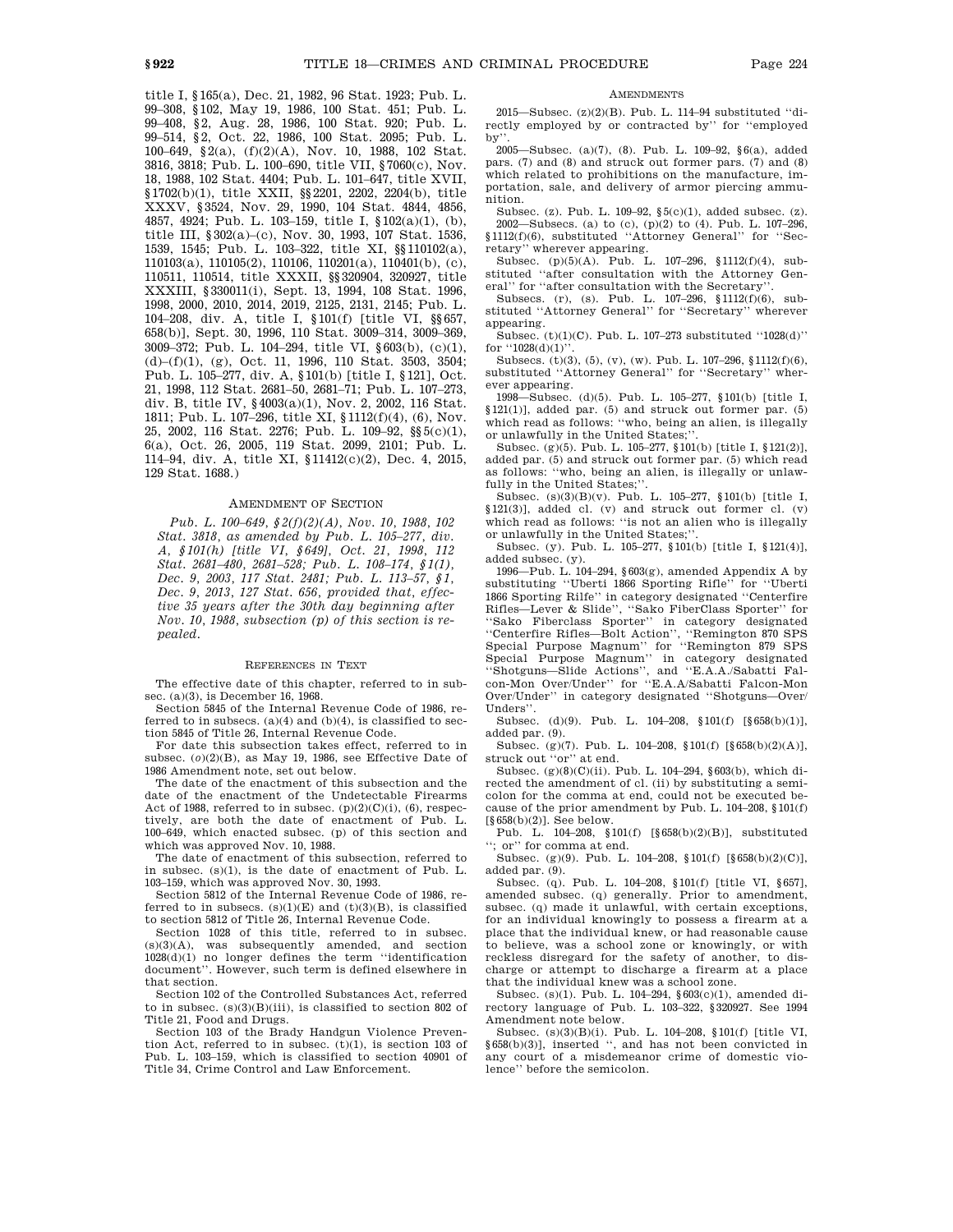title I, §165(a), Dec. 21, 1982, 96 Stat. 1923; Pub. L. 99–308, §102, May 19, 1986, 100 Stat. 451; Pub. L. 99–408, §2, Aug. 28, 1986, 100 Stat. 920; Pub. L. 99–514, §2, Oct. 22, 1986, 100 Stat. 2095; Pub. L. 100–649, §2(a), (f)(2)(A), Nov. 10, 1988, 102 Stat. 3816, 3818; Pub. L. 100–690, title VII, §7060(c), Nov. 18, 1988, 102 Stat. 4404; Pub. L. 101–647, title XVII, §1702(b)(1), title XXII, §§2201, 2202, 2204(b), title XXXV, §3524, Nov. 29, 1990, 104 Stat. 4844, 4856, 4857, 4924; Pub. L. 103–159, title I, §102(a)(1), (b), title III, §302(a)–(c), Nov. 30, 1993, 107 Stat. 1536, 1539, 1545; Pub. L. 103–322, title XI, §§110102(a), 110103(a), 110105(2), 110106, 110201(a), 110401(b), (c), 110511, 110514, title XXXII, §§320904, 320927, title XXXIII, §330011(i), Sept. 13, 1994, 108 Stat. 1996, 1998, 2000, 2010, 2014, 2019, 2125, 2131, 2145; Pub. L. 104–208, div. A, title I, §101(f) [title VI, §§657, 658(b)], Sept. 30, 1996, 110 Stat. 3009–314, 3009–369, 3009–372; Pub. L. 104–294, title VI, §603(b), (c)(1), (d)–(f)(1), (g), Oct. 11, 1996, 110 Stat. 3503, 3504; Pub. L. 105–277, div. A, §101(b) [title I, §121], Oct. 21, 1998, 112 Stat. 2681–50, 2681–71; Pub. L. 107–273, div. B, title IV, §4003(a)(1), Nov. 2, 2002, 116 Stat. 1811; Pub. L. 107–296, title XI, §1112(f)(4), (6), Nov. 25, 2002, 116 Stat. 2276; Pub. L. 109–92, §§5(c)(1), 6(a), Oct. 26, 2005, 119 Stat. 2099, 2101; Pub. L. 114–94, div. A, title XI, §11412(c)(2), Dec. 4, 2015, 129 Stat. 1688.)

#### AMENDMENT OF SECTION

*Pub. L. 100–649, §2(f)(2)(A), Nov. 10, 1988, 102 Stat. 3818, as amended by Pub. L. 105–277, div. A, §101(h) [title VI, §649], Oct. 21, 1998, 112 Stat. 2681–480, 2681–528; Pub. L. 108–174, §1(1), Dec. 9, 2003, 117 Stat. 2481; Pub. L. 113–57, §1, Dec. 9, 2013, 127 Stat. 656, provided that, effective 35 years after the 30th day beginning after Nov. 10, 1988, subsection (p) of this section is repealed.*

#### REFERENCES IN TEXT

The effective date of this chapter, referred to in subsec. (a)(3), is December 16, 1968.

Section 5845 of the Internal Revenue Code of 1986, referred to in subsecs. (a)(4) and (b)(4), is classified to section 5845 of Title 26, Internal Revenue Code.

For date this subsection takes effect, referred to in subsec. (*o*)(2)(B), as May 19, 1986, see Effective Date of 1986 Amendment note, set out below.

The date of the enactment of this subsection and the date of the enactment of the Undetectable Firearms Act of 1988, referred to in subsec. (p)(2)(C)(i), (6), respectively, are both the date of enactment of Pub. L. 100–649, which enacted subsec. (p) of this section and which was approved Nov. 10, 1988.

The date of enactment of this subsection, referred to in subsec. (s)(1), is the date of enactment of Pub. L. 103–159, which was approved Nov. 30, 1993.

Section 5812 of the Internal Revenue Code of 1986, referred to in subsecs. (s)(1)(E) and (t)(3)(B), is classified to section 5812 of Title 26, Internal Revenue Code.

Section 1028 of this title, referred to in subsec. (s)(3)(A), was subsequently amended, and section 1028(d)(1) no longer defines the term "identification document". However, such term is defined elsewhere in that section.

Section 102 of the Controlled Substances Act, referred to in subsec. (s)(3)(B)(iii), is classified to section 802 of Title 21, Food and Drugs.

Section 103 of the Brady Handgun Violence Prevention Act, referred to in subsec. (t)(1), is section 103 of Pub. L. 103–159, which is classified to section 40901 of Title 34, Crime Control and Law Enforcement.

#### AMENDMENTS

2015—Subsec. (z)(2)(B). Pub. L. 114–94 substituted "directly employed by or contracted by" for "employed by".

2005—Subsec. (a)(7), (8). Pub. L. 109–92, §6(a), added pars. (7) and (8) and struck out former pars. (7) and (8) which related to prohibitions on the manufacture, importation, sale, and delivery of armor piercing ammunition.

Subsec. (z). Pub. L. 109–92, §5(c)(1), added subsec. (z).

2002—Subsecs. (a) to (c), (p)(2) to (4). Pub. L. 107–296, §1112(f)(6), substituted "Attorney General" for "Secretary" wherever appearing.

Subsec. (p)(5)(A). Pub. L. 107–296, §1112(f)(4), substituted "after consultation with the Attorney General" for "after consultation with the Secretary".

Subsecs. (r), (s). Pub. L. 107–296, §1112(f)(6), substituted "Attorney General" for "Secretary" wherever appearing.

Subsec. (t)(1)(C). Pub. L. 107–273 substituted "1028(d)" for "1028(d)(1)".

Subsecs. (t)(3), (5), (v), (w). Pub. L. 107–296, §1112(f)(6), substituted "Attorney General" for "Secretary" wherever appearing.

1998—Subsec. (d)(5). Pub. L. 105–277, §101(b) [title I, §121(1)], added par. (5) and struck out former par. (5) which read as follows: "who, being an alien, is illegally or unlawfully in the United States;".

Subsec. (g)(5). Pub. L. 105–277, §101(b) [title I, §121(2)], added par. (5) and struck out former par. (5) which read as follows: "who, being an alien, is illegally or unlawfully in the United States;".

Subsec. (s)(3)(B)(v). Pub. L. 105–277, §101(b) [title I, §121(3)], added cl. (v) and struck out former cl. (v) which read as follows: "is not an alien who is illegally or unlawfully in the United States;".

Subsec. (y). Pub. L. 105–277, §101(b) [title I, §121(4)], added subsec. (y).

1996—Pub. L. 104–294, §603(g), amended Appendix A by substituting "Uberti 1866 Sporting Rifle" for "Uberti 1866 Sporting Rilfe" in category designated "Centerfire Rifles—Lever & Slide", "Sako FiberClass Sporter" for "Sako Fiberclass Sporter" in category designated "Centerfire Rifles—Bolt Action", "Remington 870 SPS Special Purpose Magnum" for "Remington 879 SPS Special Purpose Magnum" in category designated "Shotguns—Slide Actions", and "E.A.A./Sabatti Falcon-Mon Over/Under" for "E.A.A/Sabatti Falcon-Mon Over/Under" in category designated "Shotguns—Over/Unders".

Subsec. (d)(9). Pub. L. 104–208, §101(f) [§658(b)(1)], added par. (9).

Subsec. (g)(7). Pub. L. 104–208, §101(f) [§658(b)(2)(A)], struck out "or" at end.

Subsec. (g)(8)(C)(ii). Pub. L. 104–294, §603(b), which directed the amendment of cl. (ii) by substituting a semicolon for the comma at end, could not be executed because of the prior amendment by Pub. L. 104–208, §101(f) [§658(b)(2)]. See below.

Pub. L. 104–208, §101(f) [§658(b)(2)(B)], substituted "; or" for comma at end.

Subsec. (g)(9). Pub. L. 104–208, §101(f) [§658(b)(2)(C)], added par. (9).

Subsec. (q). Pub. L. 104–208, §101(f) [title VI, §657], amended subsec. (q) generally. Prior to amendment, subsec. (q) made it unlawful, with certain exceptions, for an individual knowingly to possess a firearm at a place that the individual knew, or had reasonable cause to believe, was a school zone or knowingly, or with reckless disregard for the safety of another, to discharge or attempt to discharge a firearm at a place that the individual knew was a school zone.

Subsec. (s)(1). Pub. L. 104–294, §603(c)(1), amended directory language of Pub. L. 103–322, §320927. See 1994 Amendment note below.

Subsec. (s)(3)(B)(i). Pub. L. 104–208, §101(f) [title VI, §658(b)(3)], inserted ", and has not been convicted in any court of a misdemeanor crime of domestic violence" before the semicolon.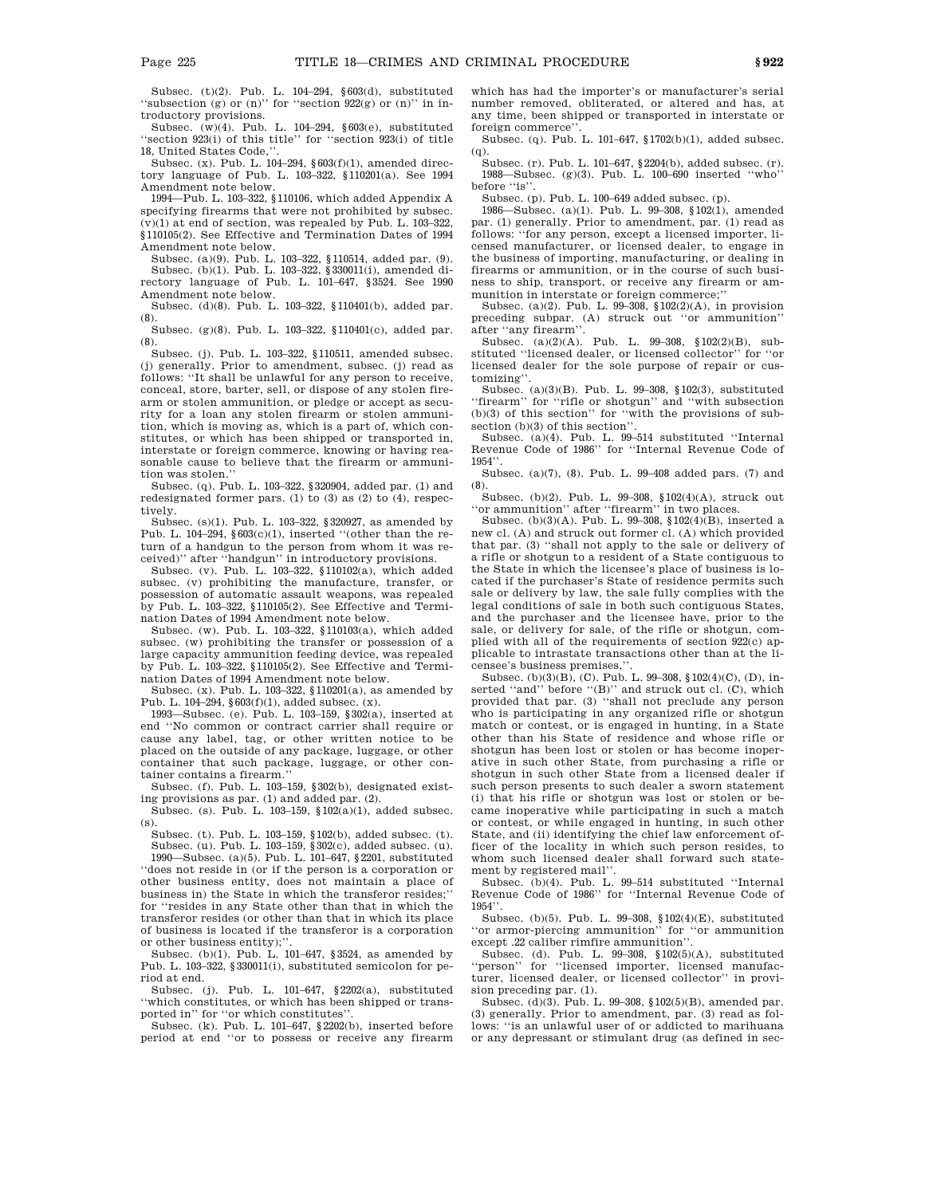Subsec. (t)(2). Pub. L. 104–294, §603(d), substituted ''subsection (g) or (n)'' for ''section 922(g) or (n)'' in introductory provisions.

Subsec. (w)(4). Pub. L. 104–294, §603(e), substituted ''section 923(i) of this title'' for ''section 923(i) of title 18, United States Code,''.

Subsec. (x). Pub. L. 104–294, §603(f)(1), amended directory language of Pub. L. 103–322, §110201(a). See 1994 Amendment note below.

1994—Pub. L. 103–322, §110106, which added Appendix A specifying firearms that were not prohibited by subsec. (v)(1) at end of section, was repealed by Pub. L. 103–322, §110105(2). See Effective and Termination Dates of 1994 Amendment note below.

Subsec. (a)(9). Pub. L. 103–322, §110514, added par. (9).

Subsec. (b)(1). Pub. L. 103–322, §330011(i), amended directory language of Pub. L. 101–647, §3524. See 1990 Amendment note below.

Subsec. (d)(8). Pub. L. 103–322, §110401(b), added par. (8).

Subsec. (g)(8). Pub. L. 103–322, §110401(c), added par. (8).

Subsec. (j). Pub. L. 103–322, §110511, amended subsec. (j) generally. Prior to amendment, subsec. (j) read as follows: ''It shall be unlawful for any person to receive, conceal, store, barter, sell, or dispose of any stolen firearm or stolen ammunition, or pledge or accept as security for a loan any stolen firearm or stolen ammunition, which is moving as, which is a part of, which constitutes, or which has been shipped or transported in, interstate or foreign commerce, knowing or having reasonable cause to believe that the firearm or ammunition was stolen.''

Subsec. (q). Pub. L. 103–322, §320904, added par. (1) and redesignated former pars. (1) to (3) as (2) to (4), respectively.

Subsec. (s)(1). Pub. L. 103–322, §320927, as amended by Pub. L. 104–294, §603(c)(1), inserted ''(other than the return of a handgun to the person from whom it was received)'' after ''handgun'' in introductory provisions.

Subsec. (v). Pub. L. 103–322, §110102(a), which added subsec. (v) prohibiting the manufacture, transfer, or possession of automatic assault weapons, was repealed by Pub. L. 103–322, §110105(2). See Effective and Termination Dates of 1994 Amendment note below.

Subsec. (w). Pub. L. 103–322, §110103(a), which added subsec. (w) prohibiting the transfer or possession of a large capacity ammunition feeding device, was repealed by Pub. L. 103–322, §110105(2). See Effective and Termination Dates of 1994 Amendment note below.

Subsec. (x). Pub. L. 103–322, §110201(a), as amended by Pub. L. 104–294, §603(f)(1), added subsec. (x).

1993—Subsec. (e). Pub. L. 103–159, §302(a), inserted at end ''No common or contract carrier shall require or cause any label, tag, or other written notice to be placed on the outside of any package, luggage, or other container that such package, luggage, or other container contains a firearm.''

Subsec. (f). Pub. L. 103–159, §302(b), designated existing provisions as par. (1) and added par. (2).

Subsec. (s). Pub. L. 103–159, §102(a)(1), added subsec. (s).

Subsec. (t). Pub. L. 103–159, §102(b), added subsec. (t).

Subsec. (u). Pub. L. 103–159, §302(c), added subsec. (u).

1990—Subsec. (a)(5). Pub. L. 101–647, §2201, substituted ''does not reside in (or if the person is a corporation or other business entity, does not maintain a place of business in) the State in which the transferor resides;'' for ''resides in any State other than that in which the transferor resides (or other than that in which its place of business is located if the transferor is a corporation or other business entity);''.

Subsec. (b)(1). Pub. L. 101–647, §3524, as amended by Pub. L. 103–322, §330011(i), substituted semicolon for period at end.

Subsec. (j). Pub. L. 101–647, §2202(a), substituted ''which constitutes, or which has been shipped or transported in'' for ''or which constitutes''.

Subsec. (k). Pub. L. 101–647, §2202(b), inserted before period at end ''or to possess or receive any firearm which has had the importer's or manufacturer's serial number removed, obliterated, or altered and has, at any time, been shipped or transported in interstate or foreign commerce''.

Subsec. (q). Pub. L. 101–647, §1702(b)(1), added subsec. (q).

Subsec. (r). Pub. L. 101–647, §2204(b), added subsec. (r).

1988—Subsec. (g)(3). Pub. L. 100–690 inserted ''who'' before ''is''.

Subsec. (p). Pub. L. 100–649 added subsec. (p).

1986—Subsec. (a)(1). Pub. L. 99–308, §102(1), amended par. (1) generally. Prior to amendment, par. (1) read as follows: ''for any person, except a licensed importer, licensed manufacturer, or licensed dealer, to engage in the business of importing, manufacturing, or dealing in firearms or ammunition, or in the course of such business to ship, transport, or receive any firearm or ammunition in interstate or foreign commerce;''

Subsec. (a)(2). Pub. L. 99–308, §102(2)(A), in provision preceding subpar. (A) struck out ''or ammunition'' after ''any firearm''.

Subsec. (a)(2)(A). Pub. L. 99–308, §102(2)(B), substituted ''licensed dealer, or licensed collector'' for ''or licensed dealer for the sole purpose of repair or customizing''.

Subsec. (a)(3)(B). Pub. L. 99–308, §102(3), substituted ''firearm'' for ''rifle or shotgun'' and ''with subsection (b)(3) of this section'' for ''with the provisions of subsection (b)(3) of this section''.

Subsec. (a)(4). Pub. L. 99–514 substituted ''Internal Revenue Code of 1986'' for ''Internal Revenue Code of 1954''.

Subsec. (a)(7), (8). Pub. L. 99–408 added pars. (7) and (8).

Subsec. (b)(2). Pub. L. 99–308, §102(4)(A), struck out ''or ammunition'' after ''firearm'' in two places.

Subsec. (b)(3)(A). Pub. L. 99–308, §102(4)(B), inserted a new cl. (A) and struck out former cl. (A) which provided that par. (3) ''shall not apply to the sale or delivery of a rifle or shotgun to a resident of a State contiguous to the State in which the licensee's place of business is located if the purchaser's State of residence permits such sale or delivery by law, the sale fully complies with the legal conditions of sale in both such contiguous States, and the purchaser and the licensee have, prior to the sale, or delivery for sale, of the rifle or shotgun, complied with all of the requirements of section 922(c) applicable to intrastate transactions other than at the licensee's business premises,''.

Subsec. (b)(3)(B), (C). Pub. L. 99–308, §102(4)(C), (D), inserted ''and'' before ''(B)'' and struck out cl. (C), which provided that par. (3) ''shall not preclude any person who is participating in any organized rifle or shotgun match or contest, or is engaged in hunting, in a State other than his State of residence and whose rifle or shotgun has been lost or stolen or has become inoperative in such other State, from purchasing a rifle or shotgun in such other State from a licensed dealer if such person presents to such dealer a sworn statement (i) that his rifle or shotgun was lost or stolen or became inoperative while participating in such a match or contest, or while engaged in hunting, in such other State, and (ii) identifying the chief law enforcement officer of the locality in which such person resides, to whom such licensed dealer shall forward such statement by registered mail''.

Subsec. (b)(4). Pub. L. 99–514 substituted ''Internal Revenue Code of 1986'' for ''Internal Revenue Code of 1954''.

Subsec. (b)(5). Pub. L. 99–308, §102(4)(E), substituted ''or armor-piercing ammunition'' for ''or ammunition except .22 caliber rimfire ammunition''.

Subsec. (d). Pub. L. 99–308, §102(5)(A), substituted ''person'' for ''licensed importer, licensed manufacturer, licensed dealer, or licensed collector'' in provision preceding par. (1).

Subsec. (d)(3). Pub. L. 99–308, §102(5)(B), amended par. (3) generally. Prior to amendment, par. (3) read as follows: ''is an unlawful user of or addicted to marihuana or any depressant or stimulant drug (as defined in sec-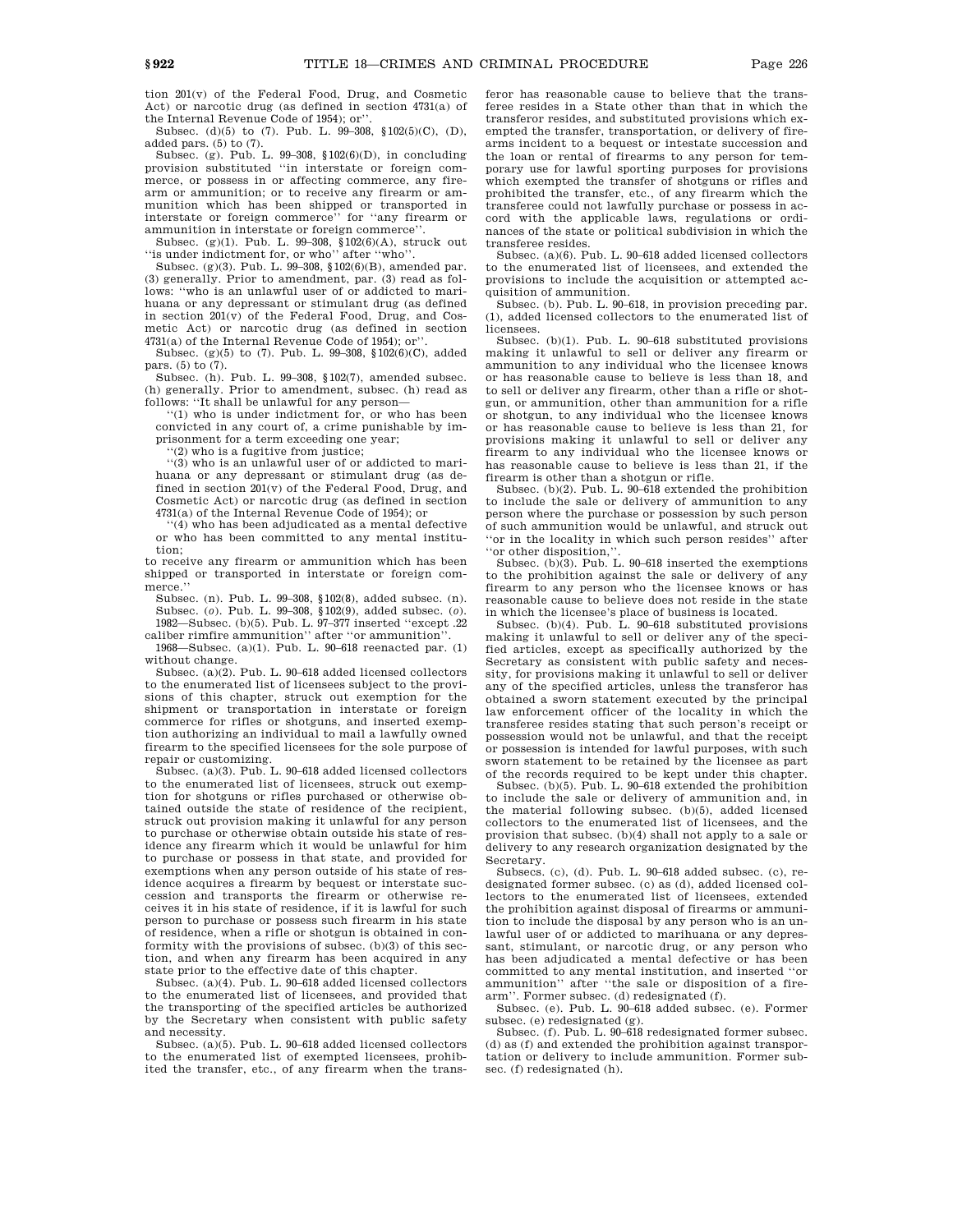tion 201(v) of the Federal Food, Drug, and Cosmetic Act) or narcotic drug (as defined in section 4731(a) of the Internal Revenue Code of 1954); or''.

Subsec. (d)(5) to (7). Pub. L. 99–308, §102(5)(C), (D), added pars. (5) to (7).

Subsec. (g). Pub. L. 99–308, §102(6)(D), in concluding provision substituted ''in interstate or foreign commerce, or possess in or affecting commerce, any firearm or ammunition; or to receive any firearm or ammunition which has been shipped or transported in interstate or foreign commerce'' for ''any firearm or ammunition in interstate or foreign commerce''.

Subsec. (g)(1). Pub. L. 99–308, §102(6)(A), struck out ''is under indictment for, or who'' after ''who''.

Subsec. (g)(3). Pub. L. 99–308, §102(6)(B), amended par. (3) generally. Prior to amendment, par. (3) read as follows: ''who is an unlawful user of or addicted to marihuana or any depressant or stimulant drug (as defined in section 201(v) of the Federal Food, Drug, and Cosmetic Act) or narcotic drug (as defined in section 4731(a) of the Internal Revenue Code of 1954); or''.

Subsec. (g)(5) to (7). Pub. L. 99–308, §102(6)(C), added pars. (5) to (7).

Subsec. (h). Pub. L. 99–308, §102(7), amended subsec. (h) generally. Prior to amendment, subsec. (h) read as follows: ''It shall be unlawful for any person—

''(1) who is under indictment for, or who has been convicted in any court of, a crime punishable by imprisonment for a term exceeding one year;

''(2) who is a fugitive from justice;

''(3) who is an unlawful user of or addicted to marihuana or any depressant or stimulant drug (as defined in section 201(v) of the Federal Food, Drug, and Cosmetic Act) or narcotic drug (as defined in section 4731(a) of the Internal Revenue Code of 1954); or

''(4) who has been adjudicated as a mental defective or who has been committed to any mental institution;

to receive any firearm or ammunition which has been shipped or transported in interstate or foreign commerce.''

Subsec. (n). Pub. L. 99–308, §102(8), added subsec. (n).

Subsec. (*o*). Pub. L. 99–308, §102(9), added subsec. (*o*).

1982—Subsec. (b)(5). Pub. L. 97–377 inserted ''except .22 caliber rimfire ammunition'' after ''or ammunition''.

1968—Subsec. (a)(1). Pub. L. 90–618 reenacted par. (1) without change.

Subsec. (a)(2). Pub. L. 90–618 added licensed collectors to the enumerated list of licensees subject to the provisions of this chapter, struck out exemption for the shipment or transportation in interstate or foreign commerce for rifles or shotguns, and inserted exemption authorizing an individual to mail a lawfully owned firearm to the specified licensees for the sole purpose of repair or customizing.

Subsec. (a)(3). Pub. L. 90–618 added licensed collectors to the enumerated list of licensees, struck out exemption for shotguns or rifles purchased or otherwise obtained outside the state of residence of the recipient, struck out provision making it unlawful for any person to purchase or otherwise obtain outside his state of residence any firearm which it would be unlawful for him to purchase or possess in that state, and provided for exemptions when any person outside of his state of residence acquires a firearm by bequest or interstate succession and transports the firearm or otherwise receives it in his state of residence, if it is lawful for such person to purchase or possess such firearm in his state of residence, when a rifle or shotgun is obtained in conformity with the provisions of subsec. (b)(3) of this section, and when any firearm has been acquired in any state prior to the effective date of this chapter.

Subsec. (a)(4). Pub. L. 90–618 added licensed collectors to the enumerated list of licensees, and provided that the transporting of the specified articles be authorized by the Secretary when consistent with public safety and necessity.

Subsec. (a)(5). Pub. L. 90–618 added licensed collectors to the enumerated list of exempted licensees, prohibited the transfer, etc., of any firearm when the transferor has reasonable cause to believe that the transferee resides in a State other than that in which the transferor resides, and substituted provisions which exempted the transfer, transportation, or delivery of firearms incident to a bequest or intestate succession and the loan or rental of firearms to any person for temporary use for lawful sporting purposes for provisions which exempted the transfer of shotguns or rifles and prohibited the transfer, etc., of any firearm which the transferee could not lawfully purchase or possess in accord with the applicable laws, regulations or ordinances of the state or political subdivision in which the transferee resides.

Subsec. (a)(6). Pub. L. 90–618 added licensed collectors to the enumerated list of licensees, and extended the provisions to include the acquisition or attempted acquisition of ammunition.

Subsec. (b). Pub. L. 90–618, in provision preceding par. (1), added licensed collectors to the enumerated list of licensees.

Subsec. (b)(1). Pub. L. 90–618 substituted provisions making it unlawful to sell or deliver any firearm or ammunition to any individual who the licensee knows or has reasonable cause to believe is less than 18, and to sell or deliver any firearm, other than a rifle or shotgun, or ammunition, other than ammunition for a rifle or shotgun, to any individual who the licensee knows or has reasonable cause to believe is less than 21, for provisions making it unlawful to sell or deliver any firearm to any individual who the licensee knows or has reasonable cause to believe is less than 21, if the firearm is other than a shotgun or rifle.

Subsec. (b)(2). Pub. L. 90–618 extended the prohibition to include the sale or delivery of ammunition to any person where the purchase or possession by such person of such ammunition would be unlawful, and struck out ''or in the locality in which such person resides'' after ''or other disposition,''.

Subsec. (b)(3). Pub. L. 90–618 inserted the exemptions to the prohibition against the sale or delivery of any firearm to any person who the licensee knows or has reasonable cause to believe does not reside in the state in which the licensee's place of business is located.

Subsec. (b)(4). Pub. L. 90–618 substituted provisions making it unlawful to sell or deliver any of the specified articles, except as specifically authorized by the Secretary as consistent with public safety and necessity, for provisions making it unlawful to sell or deliver any of the specified articles, unless the transferor has obtained a sworn statement executed by the principal law enforcement officer of the locality in which the transferee resides stating that such person's receipt or possession would not be unlawful, and that the receipt or possession is intended for lawful purposes, with such sworn statement to be retained by the licensee as part of the records required to be kept under this chapter.

Subsec. (b)(5). Pub. L. 90–618 extended the prohibition to include the sale or delivery of ammunition and, in the material following subsec. (b)(5), added licensed collectors to the enumerated list of licensees, and the provision that subsec. (b)(4) shall not apply to a sale or delivery to any research organization designated by the Secretary.

Subsecs. (c), (d). Pub. L. 90–618 added subsec. (c), redesignated former subsec. (c) as (d), added licensed collectors to the enumerated list of licensees, extended the prohibition against disposal of firearms or ammunition to include the disposal by any person who is an unlawful user of or addicted to marihuana or any depressant, stimulant, or narcotic drug, or any person who has been adjudicated a mental defective or has been committed to any mental institution, and inserted ''or ammunition'' after ''the sale or disposition of a firearm''. Former subsec. (d) redesignated (f).

Subsec. (e). Pub. L. 90–618 added subsec. (e). Former subsec. (e) redesignated (g).

Subsec. (f). Pub. L. 90–618 redesignated former subsec. (d) as (f) and extended the prohibition against transportation or delivery to include ammunition. Former subsec. (f) redesignated (h).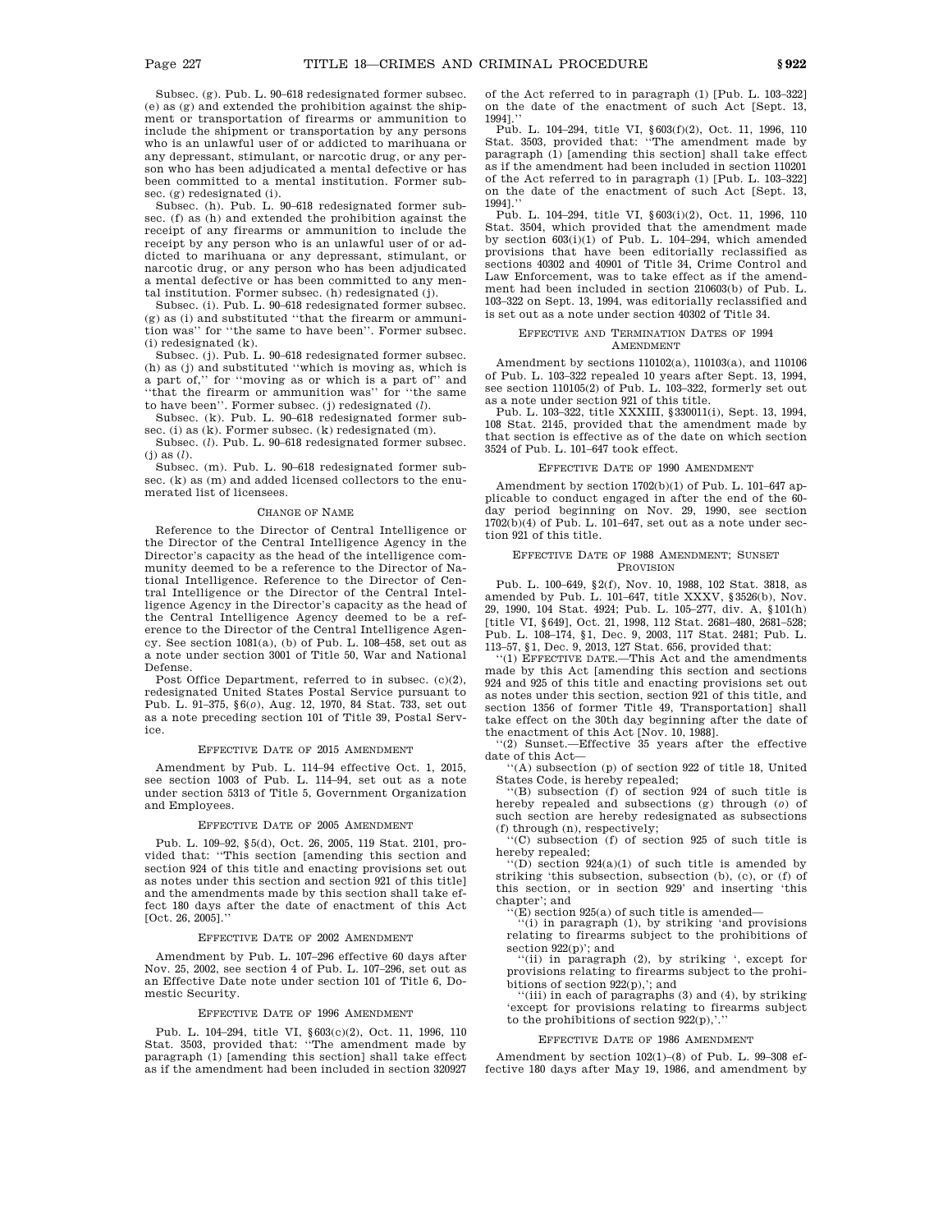Subsec. (g). Pub. L. 90–618 redesignated former subsec. (e) as (g) and extended the prohibition against the shipment or transportation of firearms or ammunition to include the shipment or transportation by any persons who is an unlawful user of or addicted to marihuana or any depressant, stimulant, or narcotic drug, or any person who has been adjudicated a mental defective or has been committed to a mental institution. Former subsec. (g) redesignated (i).

Subsec. (h). Pub. L. 90–618 redesignated former subsec. (f) as (h) and extended the prohibition against the receipt of any firearms or ammunition to include the receipt by any person who is an unlawful user of or addicted to marihuana or any depressant, stimulant, or narcotic drug, or any person who has been adjudicated a mental defective or has been committed to any mental institution. Former subsec. (h) redesignated (j).

Subsec. (i). Pub. L. 90–618 redesignated former subsec. (g) as (i) and substituted "that the firearm or ammunition was" for "the same to have been". Former subsec. (i) redesignated (k).

Subsec. (j). Pub. L. 90–618 redesignated former subsec. (h) as (j) and substituted "which is moving as, which is a part of," for "moving as or which is a part of" and "that the firearm or ammunition was" for "the same to have been". Former subsec. (j) redesignated (*l*).

Subsec. (k). Pub. L. 90–618 redesignated former subsec. (i) as (k). Former subsec. (k) redesignated (m).

Subsec. (*l*). Pub. L. 90–618 redesignated former subsec. (j) as (*l*).

Subsec. (m). Pub. L. 90–618 redesignated former subsec. (k) as (m) and added licensed collectors to the enumerated list of licensees.

### CHANGE OF NAME

Reference to the Director of Central Intelligence or the Director of the Central Intelligence Agency in the Director's capacity as the head of the intelligence community deemed to be a reference to the Director of National Intelligence. Reference to the Director of Central Intelligence or the Director of the Central Intelligence Agency in the Director's capacity as the head of the Central Intelligence Agency deemed to be a reference to the Director of the Central Intelligence Agency. See section 1081(a), (b) of Pub. L. 108–458, set out as a note under section 3001 of Title 50, War and National Defense.

Post Office Department, referred to in subsec. (c)(2), redesignated United States Postal Service pursuant to Pub. L. 91–375, §6(*o*), Aug. 12, 1970, 84 Stat. 733, set out as a note preceding section 101 of Title 39, Postal Service.

### EFFECTIVE DATE OF 2015 AMENDMENT

Amendment by Pub. L. 114–94 effective Oct. 1, 2015, see section 1003 of Pub. L. 114–94, set out as a note under section 5313 of Title 5, Government Organization and Employees.

### EFFECTIVE DATE OF 2005 AMENDMENT

Pub. L. 109–92, §5(d), Oct. 26, 2005, 119 Stat. 2101, provided that: "This section [amending this section and section 924 of this title and enacting provisions set out as notes under this section and section 921 of this title] and the amendments made by this section shall take effect 180 days after the date of enactment of this Act [Oct. 26, 2005]."

### EFFECTIVE DATE OF 2002 AMENDMENT

Amendment by Pub. L. 107–296 effective 60 days after Nov. 25, 2002, see section 4 of Pub. L. 107–296, set out as an Effective Date note under section 101 of Title 6, Domestic Security.

### EFFECTIVE DATE OF 1996 AMENDMENT

Pub. L. 104–294, title VI, §603(c)(2), Oct. 11, 1996, 110 Stat. 3503, provided that: "The amendment made by paragraph (1) [amending this section] shall take effect as if the amendment had been included in section 320927 of the Act referred to in paragraph (1) [Pub. L. 103–322] on the date of the enactment of such Act [Sept. 13, 1994]."

Pub. L. 104–294, title VI, §603(f)(2), Oct. 11, 1996, 110 Stat. 3503, provided that: "The amendment made by paragraph (1) [amending this section] shall take effect as if the amendment had been included in section 110201 of the Act referred to in paragraph (1) [Pub. L. 103–322] on the date of the enactment of such Act [Sept. 13, 1994]."

Pub. L. 104–294, title VI, §603(i)(2), Oct. 11, 1996, 110 Stat. 3504, which provided that the amendment made by section 603(i)(1) of Pub. L. 104–294, which amended provisions that have been editorially reclassified as sections 40302 and 40901 of Title 34, Crime Control and Law Enforcement, was to take effect as if the amendment had been included in section 210603(b) of Pub. L. 103–322 on Sept. 13, 1994, was editorially reclassified and is set out as a note under section 40302 of Title 34.

### EFFECTIVE AND TERMINATION DATES OF 1994 AMENDMENT

Amendment by sections 110102(a), 110103(a), and 110106 of Pub. L. 103–322 repealed 10 years after Sept. 13, 1994, see section 110105(2) of Pub. L. 103–322, formerly set out as a note under section 921 of this title.

Pub. L. 103–322, title XXXIII, §330011(i), Sept. 13, 1994, 108 Stat. 2145, provided that the amendment made by that section is effective as of the date on which section 3524 of Pub. L. 101–647 took effect.

### EFFECTIVE DATE OF 1990 AMENDMENT

Amendment by section 1702(b)(1) of Pub. L. 101–647 applicable to conduct engaged in after the end of the 60-day period beginning on Nov. 29, 1990, see section 1702(b)(4) of Pub. L. 101–647, set out as a note under section 921 of this title.

### EFFECTIVE DATE OF 1988 AMENDMENT; SUNSET PROVISION

Pub. L. 100–649, §2(f), Nov. 10, 1988, 102 Stat. 3818, as amended by Pub. L. 101–647, title XXXV, §3526(b), Nov. 29, 1990, 104 Stat. 4924; Pub. L. 105–277, div. A, §101(h) [title VI, §649], Oct. 21, 1998, 112 Stat. 2681–480, 2681–528; Pub. L. 108–174, §1, Dec. 9, 2003, 117 Stat. 2481; Pub. L. 113–57, §1, Dec. 9, 2013, 127 Stat. 656, provided that:

"(1) EFFECTIVE DATE.—This Act and the amendments made by this Act [amending this section and sections 924 and 925 of this title and enacting provisions set out as notes under this section, section 921 of this title, and section 1356 of former Title 49, Transportation] shall take effect on the 30th day beginning after the date of the enactment of this Act [Nov. 10, 1988].

"(2) Sunset.—Effective 35 years after the effective date of this Act—

"(A) subsection (p) of section 922 of title 18, United States Code, is hereby repealed;

"(B) subsection (f) of section 924 of such title is hereby repealed and subsections (g) through (*o*) of such section are hereby redesignated as subsections (f) through (n), respectively;

"(C) subsection (f) of section 925 of such title is hereby repealed;

"(D) section 924(a)(1) of such title is amended by striking 'this subsection, subsection (b), (c), or (f) of this section, or in section 929' and inserting 'this chapter'; and

"(E) section 925(a) of such title is amended—

"(i) in paragraph (1), by striking 'and provisions relating to firearms subject to the prohibitions of section 922(p)'; and

"(ii) in paragraph (2), by striking ', except for provisions relating to firearms subject to the prohibitions of section 922(p),'; and

"(iii) in each of paragraphs (3) and (4), by striking 'except for provisions relating to firearms subject to the prohibitions of section 922(p),'."

### EFFECTIVE DATE OF 1986 AMENDMENT

Amendment by section 102(1)–(8) of Pub. L. 99–308 effective 180 days after May 19, 1986, and amendment by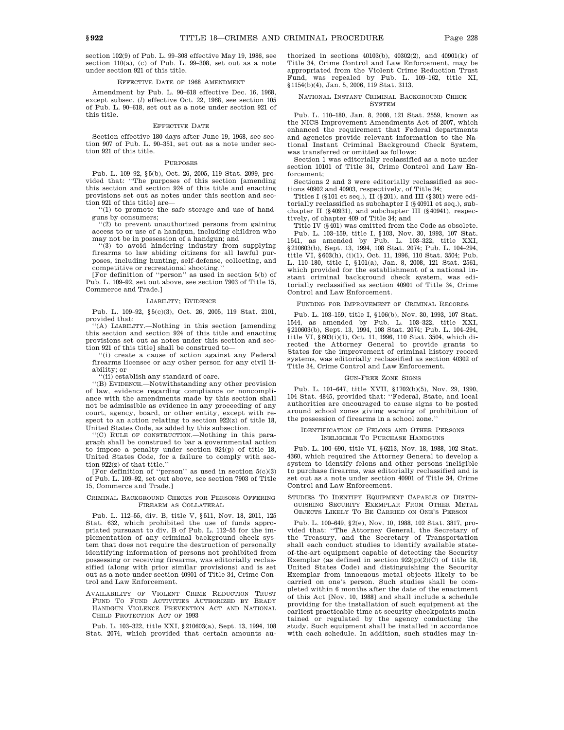section 102(9) of Pub. L. 99–308 effective May 19, 1986, see section 110(a), (c) of Pub. L. 99–308, set out as a note under section 921 of this title.

#### EFFECTIVE DATE OF 1968 AMENDMENT

Amendment by Pub. L. 90–618 effective Dec. 16, 1968, except subsec. (*l*) effective Oct. 22, 1968, see section 105 of Pub. L. 90–618, set out as a note under section 921 of this title.

#### EFFECTIVE DATE

Section effective 180 days after June 19, 1968, see section 907 of Pub. L. 90–351, set out as a note under section 921 of this title.

#### PURPOSES

Pub. L. 109–92, §5(b), Oct. 26, 2005, 119 Stat. 2099, provided that: "The purposes of this section [amending this section and section 924 of this title and enacting provisions set out as notes under this section and section 921 of this title] are—

"(1) to promote the safe storage and use of handguns by consumers;

"(2) to prevent unauthorized persons from gaining access to or use of a handgun, including children who may not be in possession of a handgun; and

"(3) to avoid hindering industry from supplying firearms to law abiding citizens for all lawful purposes, including hunting, self-defense, collecting, and competitive or recreational shooting."

[For definition of "person" as used in section 5(b) of Pub. L. 109–92, set out above, see section 7903 of Title 15, Commerce and Trade.]

#### LIABILITY; EVIDENCE

Pub. L. 109–92, §5(c)(3), Oct. 26, 2005, 119 Stat. 2101, provided that:

"(A) LIABILITY.—Nothing in this section [amending this section and section 924 of this title and enacting provisions set out as notes under this section and section 921 of this title] shall be construed to—

"(i) create a cause of action against any Federal firearms licensee or any other person for any civil liability; or

"(ii) establish any standard of care.

"(B) EVIDENCE.—Notwithstanding any other provision of law, evidence regarding compliance or noncompliance with the amendments made by this section shall not be admissible as evidence in any proceeding of any court, agency, board, or other entity, except with respect to an action relating to section 922(z) of title 18, United States Code, as added by this subsection.

"(C) RULE OF CONSTRUCTION.—Nothing in this paragraph shall be construed to bar a governmental action to impose a penalty under section 924(p) of title 18, United States Code, for a failure to comply with section 922(z) of that title."

[For definition of "person" as used in section 5(c)(3) of Pub. L. 109–92, set out above, see section 7903 of Title 15, Commerce and Trade.]

#### CRIMINAL BACKGROUND CHECKS FOR PERSONS OFFERING FIREARM AS COLLATERAL

Pub. L. 112–55, div. B, title V, §511, Nov. 18, 2011, 125 Stat. 632, which prohibited the use of funds appropriated pursuant to div. B of Pub. L. 112–55 for the implementation of any criminal background check system that does not require the destruction of personally identifying information of persons not prohibited from possessing or receiving firearms, was editorially reclassified (along with prior similar provisions) and is set out as a note under section 40901 of Title 34, Crime Control and Law Enforcement.

#### AVAILABILITY OF VIOLENT CRIME REDUCTION TRUST FUND TO FUND ACTIVITIES AUTHORIZED BY BRADY HANDGUN VIOLENCE PREVENTION ACT AND NATIONAL CHILD PROTECTION ACT OF 1993

Pub. L. 103–322, title XXI, §210603(a), Sept. 13, 1994, 108 Stat. 2074, which provided that certain amounts authorized in sections 40103(b), 40302(2), and 40901(k) of Title 34, Crime Control and Law Enforcement, may be appropriated from the Violent Crime Reduction Trust Fund, was repealed by Pub. L. 109–162, title XI, §1154(b)(4), Jan. 5, 2006, 119 Stat. 3113.

#### NATIONAL INSTANT CRIMINAL BACKGROUND CHECK SYSTEM

Pub. L. 110–180, Jan. 8, 2008, 121 Stat. 2559, known as the NICS Improvement Amendments Act of 2007, which enhanced the requirement that Federal departments and agencies provide relevant information to the National Instant Criminal Background Check System, was transferred or omitted as follows:

Section 1 was editorially reclassified as a note under section 10101 of Title 34, Crime Control and Law Enforcement;

Sections 2 and 3 were editorially reclassified as sections 40902 and 40903, respectively, of Title 34;

Titles I (§101 et seq.), II (§201), and III (§301) were editorially reclassified as subchapter I (§40911 et seq.), subchapter II (§40931), and subchapter III (§40941), respectively, of chapter 409 of Title 34; and

Title IV (§401) was omitted from the Code as obsolete.

Pub. L. 103–159, title I, §103, Nov. 30, 1993, 107 Stat. 1541, as amended by Pub. L. 103–322, title XXI, §210603(b), Sept. 13, 1994, 108 Stat. 2074; Pub. L. 104–294, title VI, §603(h), (i)(1), Oct. 11, 1996, 110 Stat. 3504; Pub. L. 110–180, title I, §101(a), Jan. 8, 2008, 121 Stat. 2561, which provided for the establishment of a national instant criminal background check system, was editorially reclassified as section 40901 of Title 34, Crime Control and Law Enforcement.

#### FUNDING FOR IMPROVEMENT OF CRIMINAL RECORDS

Pub. L. 103–159, title I, §106(b), Nov. 30, 1993, 107 Stat. 1544, as amended by Pub. L. 103–322, title XXI, §210603(b), Sept. 13, 1994, 108 Stat. 2074; Pub. L. 104–294, title VI, §603(i)(1), Oct. 11, 1996, 110 Stat. 3504, which directed the Attorney General to provide grants to States for the improvement of criminal history record systems, was editorially reclassified as section 40302 of Title 34, Crime Control and Law Enforcement.

#### GUN-FREE ZONE SIGNS

Pub. L. 101–647, title XVII, §1702(b)(5), Nov. 29, 1990, 104 Stat. 4845, provided that: "Federal, State, and local authorities are encouraged to cause signs to be posted around school zones giving warning of prohibition of the possession of firearms in a school zone."

#### IDENTIFICATION OF FELONS AND OTHER PERSONS INELIGIBLE TO PURCHASE HANDGUNS

Pub. L. 100–690, title VI, §6213, Nov. 18, 1988, 102 Stat. 4360, which required the Attorney General to develop a system to identify felons and other persons ineligible to purchase firearms, was editorially reclassified and is set out as a note under section 40901 of Title 34, Crime Control and Law Enforcement.

#### STUDIES TO IDENTIFY EQUIPMENT CAPABLE OF DISTINGUISHING SECURITY EXEMPLAR FROM OTHER METAL OBJECTS LIKELY TO BE CARRIED ON ONE'S PERSON

Pub. L. 100–649, §2(e), Nov. 10, 1988, 102 Stat. 3817, provided that: "The Attorney General, the Secretary of the Treasury, and the Secretary of Transportation shall each conduct studies to identify available state-of-the-art equipment capable of detecting the Security Exemplar (as defined in section 922(p)(2)(C) of title 18, United States Code) and distinguishing the Security Exemplar from innocuous metal objects likely to be carried on one's person. Such studies shall be completed within 6 months after the date of the enactment of this Act [Nov. 10, 1988] and shall include a schedule providing for the installation of such equipment at the earliest practicable time at security checkpoints maintained or regulated by the agency conducting the study. Such equipment shall be installed in accordance with each schedule. In addition, such studies may in-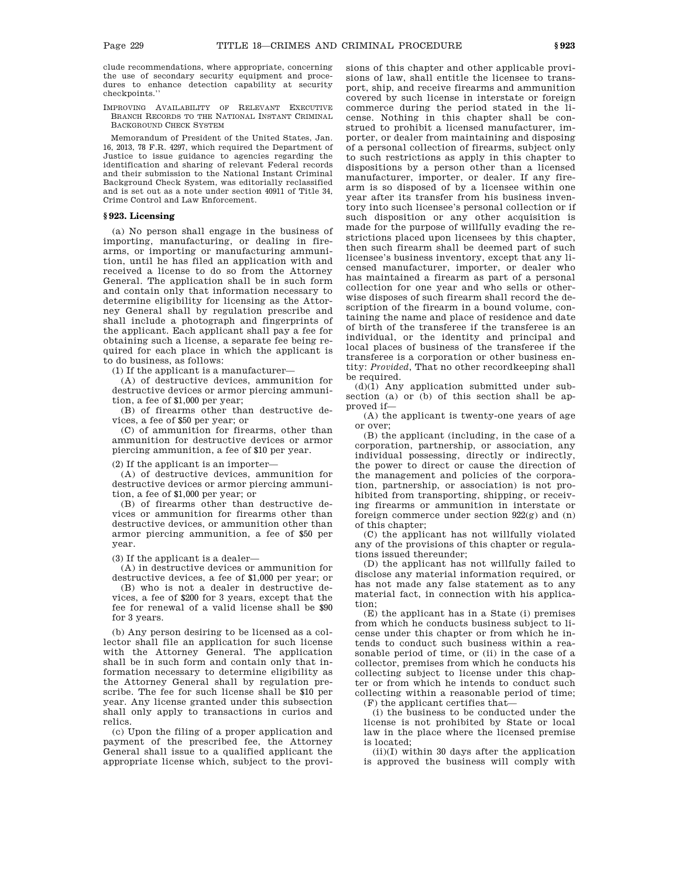clude recommendations, where appropriate, concerning the use of secondary security equipment and procedures to enhance detection capability at security checkpoints.''

IMPROVING AVAILABILITY OF RELEVANT EXECUTIVE BRANCH RECORDS TO THE NATIONAL INSTANT CRIMINAL BACKGROUND CHECK SYSTEM

Memorandum of President of the United States, Jan. 16, 2013, 78 F.R. 4297, which required the Department of Justice to issue guidance to agencies regarding the identification and sharing of relevant Federal records and their submission to the National Instant Criminal Background Check System, was editorially reclassified and is set out as a note under section 40911 of Title 34, Crime Control and Law Enforcement.

### § 923. Licensing

(a) No person shall engage in the business of importing, manufacturing, or dealing in firearms, or importing or manufacturing ammunition, until he has filed an application with and received a license to do so from the Attorney General. The application shall be in such form and contain only that information necessary to determine eligibility for licensing as the Attorney General shall by regulation prescribe and shall include a photograph and fingerprints of the applicant. Each applicant shall pay a fee for obtaining such a license, a separate fee being required for each place in which the applicant is to do business, as follows:

(1) If the applicant is a manufacturer—

(A) of destructive devices, ammunition for destructive devices or armor piercing ammunition, a fee of $1,000 per year;

(B) of firearms other than destructive devices, a fee of $50 per year; or

(C) of ammunition for firearms, other than ammunition for destructive devices or armor piercing ammunition, a fee of $10 per year.

(2) If the applicant is an importer—

(A) of destructive devices, ammunition for destructive devices or armor piercing ammunition, a fee of $1,000 per year; or

(B) of firearms other than destructive devices or ammunition for firearms other than destructive devices, or ammunition other than armor piercing ammunition, a fee of $50 per year.

(3) If the applicant is a dealer—

(A) in destructive devices or ammunition for destructive devices, a fee of $1,000 per year; or

(B) who is not a dealer in destructive devices, a fee of $200 for 3 years, except that the fee for renewal of a valid license shall be $90 for 3 years.

(b) Any person desiring to be licensed as a collector shall file an application for such license with the Attorney General. The application shall be in such form and contain only that information necessary to determine eligibility as the Attorney General shall by regulation prescribe. The fee for such license shall be $10 per year. Any license granted under this subsection shall only apply to transactions in curios and relics.

(c) Upon the filing of a proper application and payment of the prescribed fee, the Attorney General shall issue to a qualified applicant the appropriate license which, subject to the provisions of this chapter and other applicable provisions of law, shall entitle the licensee to transport, ship, and receive firearms and ammunition covered by such license in interstate or foreign commerce during the period stated in the license. Nothing in this chapter shall be construed to prohibit a licensed manufacturer, importer, or dealer from maintaining and disposing of a personal collection of firearms, subject only to such restrictions as apply in this chapter to dispositions by a person other than a licensed manufacturer, importer, or dealer. If any firearm is so disposed of by a licensee within one year after its transfer from his business inventory into such licensee's personal collection or if such disposition or any other acquisition is made for the purpose of willfully evading the restrictions placed upon licensees by this chapter, then such firearm shall be deemed part of such licensee's business inventory, except that any licensed manufacturer, importer, or dealer who has maintained a firearm as part of a personal collection for one year and who sells or otherwise disposes of such firearm shall record the description of the firearm in a bound volume, containing the name and place of residence and date of birth of the transferee if the transferee is an individual, or the identity and principal and local places of business of the transferee if the transferee is a corporation or other business entity: *Provided*, That no other recordkeeping shall be required.

(d)(1) Any application submitted under subsection (a) or (b) of this section shall be approved if—

(A) the applicant is twenty-one years of age or over;

(B) the applicant (including, in the case of a corporation, partnership, or association, any individual possessing, directly or indirectly, the power to direct or cause the direction of the management and policies of the corporation, partnership, or association) is not prohibited from transporting, shipping, or receiving firearms or ammunition in interstate or foreign commerce under section 922(g) and (n) of this chapter;

(C) the applicant has not willfully violated any of the provisions of this chapter or regulations issued thereunder;

(D) the applicant has not willfully failed to disclose any material information required, or has not made any false statement as to any material fact, in connection with his application;

(E) the applicant has in a State (i) premises from which he conducts business subject to license under this chapter or from which he intends to conduct such business within a reasonable period of time, or (ii) in the case of a collector, premises from which he conducts his collecting subject to license under this chapter or from which he intends to conduct such collecting within a reasonable period of time;

(F) the applicant certifies that—

(i) the business to be conducted under the license is not prohibited by State or local law in the place where the licensed premise is located;

(ii)(I) within 30 days after the application is approved the business will comply with